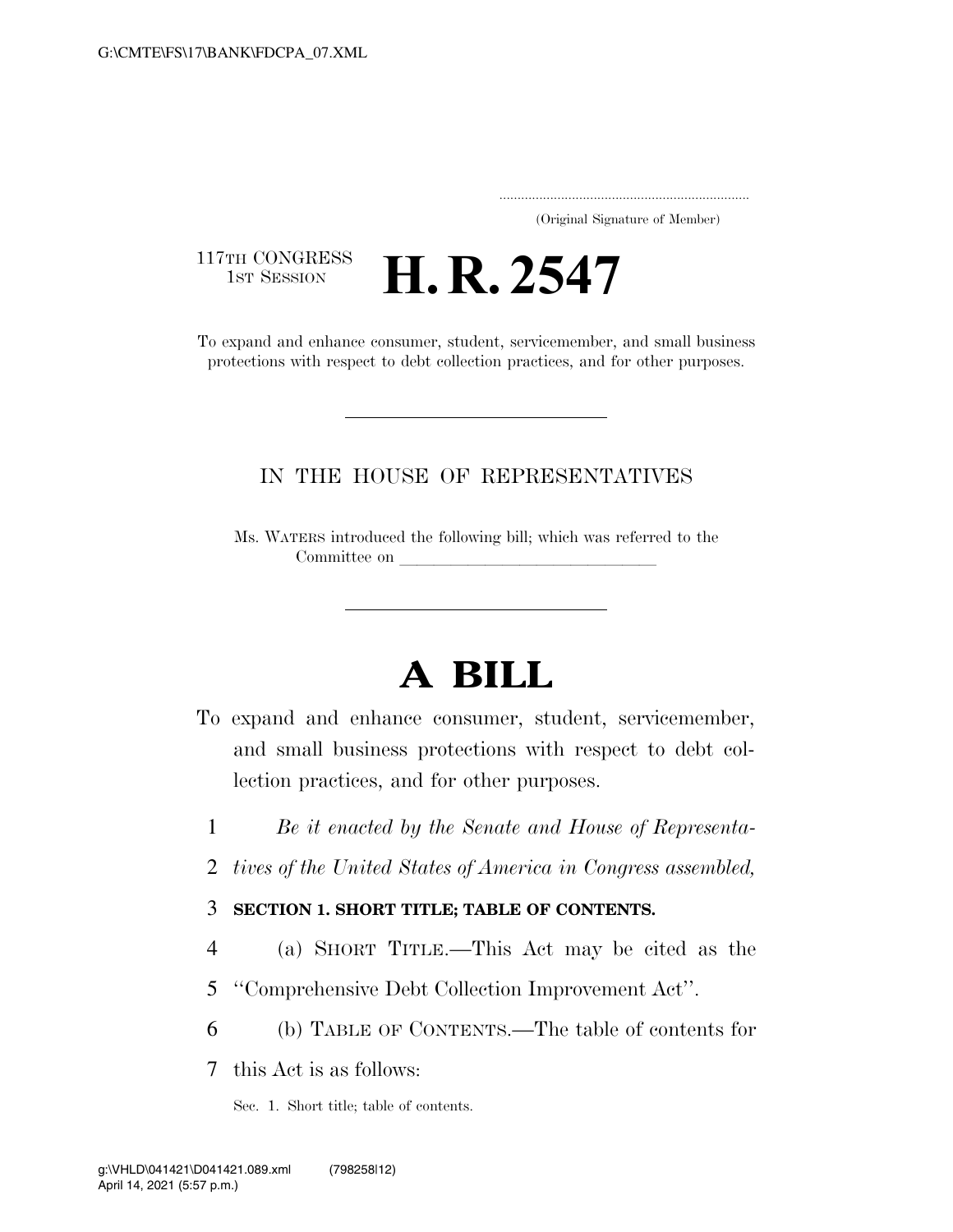(Original Signature of Member)

117TH CONGRESS
1ST SESSION

# H. R. 2547

To expand and enhance consumer, student, servicemember, and small business protections with respect to debt collection practices, and for other purposes.

IN THE HOUSE OF REPRESENTATIVES

Ms. WATERS introduced the following bill; which was referred to the Committee on \_\_\_\_\_\_\_\_\_\_\_\_\_\_\_\_\_\_\_\_\_\_\_\_\_\_\_\_\_\_\_\_

# A BILL

To expand and enhance consumer, student, servicemember, and small business protections with respect to debt collection practices, and for other purposes.

1 *Be it enacted by the Senate and House of Representa-*
2 *tives of the United States of America in Congress assembled,*

3 **SECTION 1. SHORT TITLE; TABLE OF CONTENTS.**

4 (a) SHORT TITLE.—This Act may be cited as the
5 ‘‘Comprehensive Debt Collection Improvement Act’’.

6 (b) TABLE OF CONTENTS.—The table of contents for
7 this Act is as follows:

Sec. 1. Short title; table of contents.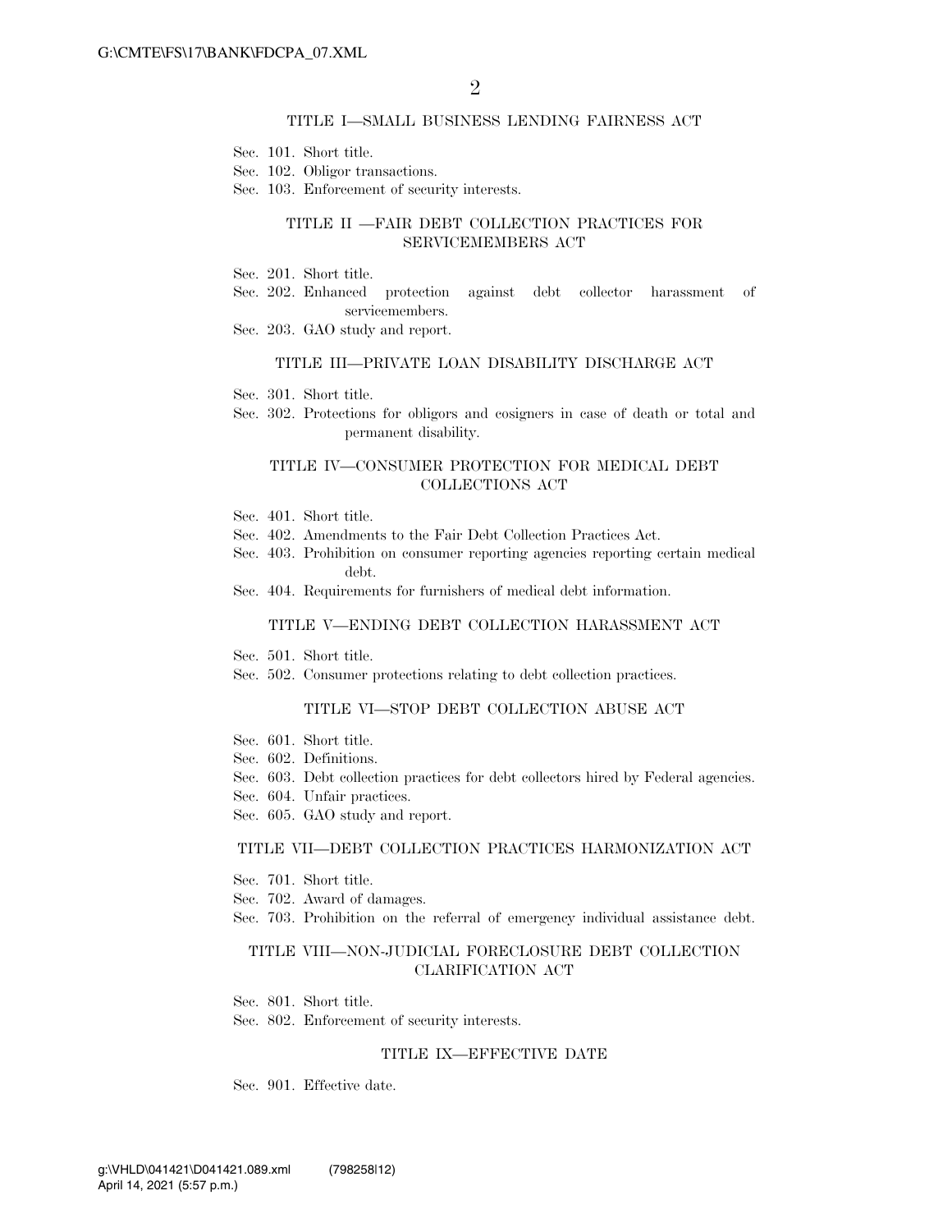### TITLE I—SMALL BUSINESS LENDING FAIRNESS ACT

Sec. 101. Short title.
Sec. 102. Obligor transactions.
Sec. 103. Enforcement of security interests.

### TITLE II —FAIR DEBT COLLECTION PRACTICES FOR SERVICEMEMBERS ACT

Sec. 201. Short title.
Sec. 202. Enhanced protection against debt collector harassment of servicemembers.
Sec. 203. GAO study and report.

### TITLE III—PRIVATE LOAN DISABILITY DISCHARGE ACT

Sec. 301. Short title.
Sec. 302. Protections for obligors and cosigners in case of death or total and permanent disability.

### TITLE IV—CONSUMER PROTECTION FOR MEDICAL DEBT COLLECTIONS ACT

Sec. 401. Short title.
Sec. 402. Amendments to the Fair Debt Collection Practices Act.
Sec. 403. Prohibition on consumer reporting agencies reporting certain medical debt.
Sec. 404. Requirements for furnishers of medical debt information.

### TITLE V—ENDING DEBT COLLECTION HARASSMENT ACT

Sec. 501. Short title.
Sec. 502. Consumer protections relating to debt collection practices.

### TITLE VI—STOP DEBT COLLECTION ABUSE ACT

Sec. 601. Short title.
Sec. 602. Definitions.
Sec. 603. Debt collection practices for debt collectors hired by Federal agencies.
Sec. 604. Unfair practices.
Sec. 605. GAO study and report.

### TITLE VII—DEBT COLLECTION PRACTICES HARMONIZATION ACT

Sec. 701. Short title.
Sec. 702. Award of damages.
Sec. 703. Prohibition on the referral of emergency individual assistance debt.

### TITLE VIII—NON-JUDICIAL FORECLOSURE DEBT COLLECTION CLARIFICATION ACT

Sec. 801. Short title.
Sec. 802. Enforcement of security interests.

### TITLE IX—EFFECTIVE DATE

Sec. 901. Effective date.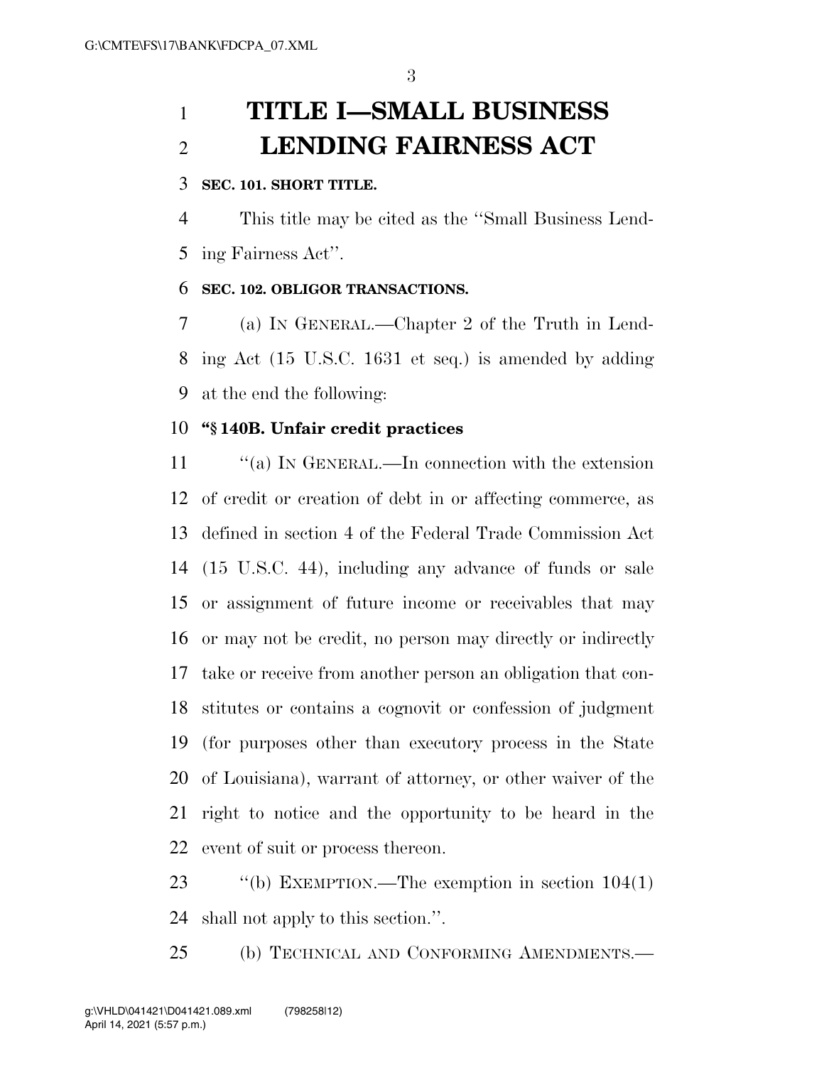# TITLE I—SMALL BUSINESS LENDING FAIRNESS ACT

**SEC. 101. SHORT TITLE.**

This title may be cited as the "Small Business Lending Fairness Act".

**SEC. 102. OBLIGOR TRANSACTIONS.**

(a) IN GENERAL.—Chapter 2 of the Truth in Lending Act (15 U.S.C. 1631 et seq.) is amended by adding at the end the following:

**"§ 140B. Unfair credit practices**

"(a) IN GENERAL.—In connection with the extension of credit or creation of debt in or affecting commerce, as defined in section 4 of the Federal Trade Commission Act (15 U.S.C. 44), including any advance of funds or sale or assignment of future income or receivables that may or may not be credit, no person may directly or indirectly take or receive from another person an obligation that constitutes or contains a cognovit or confession of judgment (for purposes other than executory process in the State of Louisiana), warrant of attorney, or other waiver of the right to notice and the opportunity to be heard in the event of suit or process thereon.

"(b) EXEMPTION.—The exemption in section 104(1) shall not apply to this section.".

(b) TECHNICAL AND CONFORMING AMENDMENTS.—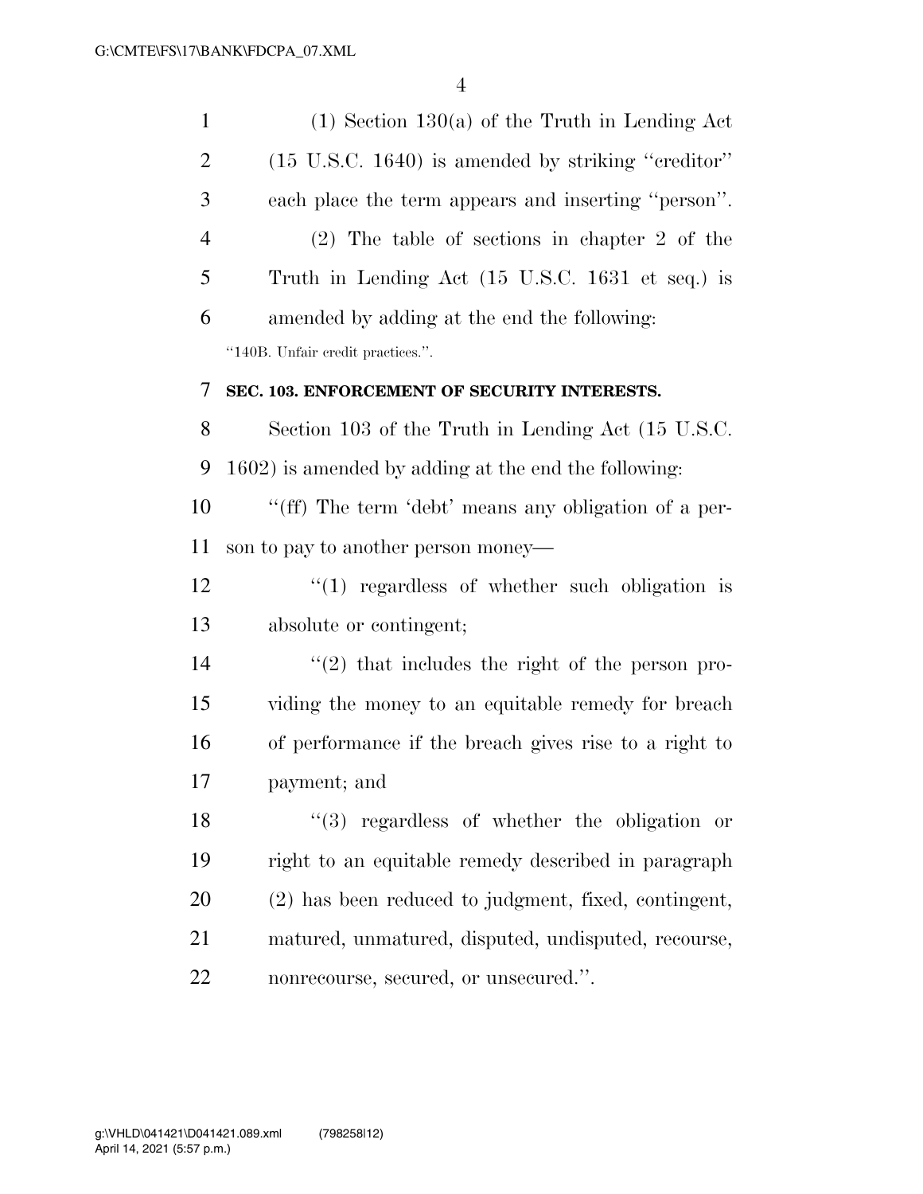(1) Section 130(a) of the Truth in Lending Act (15 U.S.C. 1640) is amended by striking ''creditor'' each place the term appears and inserting ''person''.

(2) The table of sections in chapter 2 of the Truth in Lending Act (15 U.S.C. 1631 et seq.) is amended by adding at the end the following:

''140B. Unfair credit practices.''.

**SEC. 103. ENFORCEMENT OF SECURITY INTERESTS.**

Section 103 of the Truth in Lending Act (15 U.S.C. 1602) is amended by adding at the end the following:

''(ff) The term 'debt' means any obligation of a person to pay to another person money—

''(1) regardless of whether such obligation is absolute or contingent;

''(2) that includes the right of the person providing the money to an equitable remedy for breach of performance if the breach gives rise to a right to payment; and

''(3) regardless of whether the obligation or right to an equitable remedy described in paragraph (2) has been reduced to judgment, fixed, contingent, matured, unmatured, disputed, undisputed, recourse, nonrecourse, secured, or unsecured.''.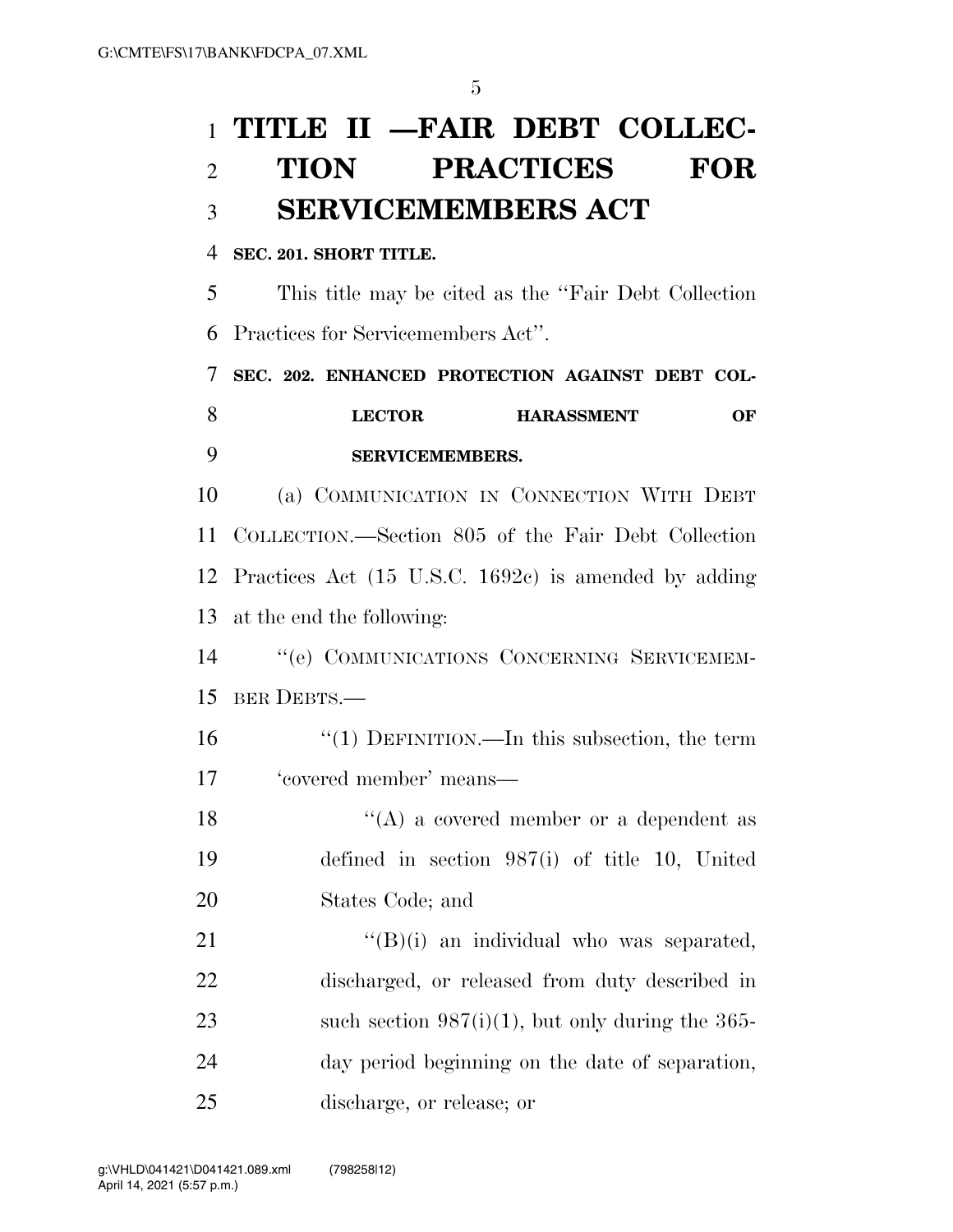# TITLE II —FAIR DEBT COLLECTION PRACTICES FOR SERVICEMEMBERS ACT

**SEC. 201. SHORT TITLE.**

This title may be cited as the ‘‘Fair Debt Collection Practices for Servicemembers Act’’.

**SEC. 202. ENHANCED PROTECTION AGAINST DEBT COLLECTOR HARASSMENT OF SERVICEMEMBERS.**

(a) COMMUNICATION IN CONNECTION WITH DEBT COLLECTION.—Section 805 of the Fair Debt Collection Practices Act (15 U.S.C. 1692c) is amended by adding at the end the following:

‘‘(e) COMMUNICATIONS CONCERNING SERVICEMEMBER DEBTS.—

‘‘(1) DEFINITION.—In this subsection, the term ‘covered member’ means—

‘‘(A) a covered member or a dependent as defined in section 987(i) of title 10, United States Code; and

‘‘(B)(i) an individual who was separated, discharged, or released from duty described in such section 987(i)(1), but only during the 365-day period beginning on the date of separation, discharge, or release; or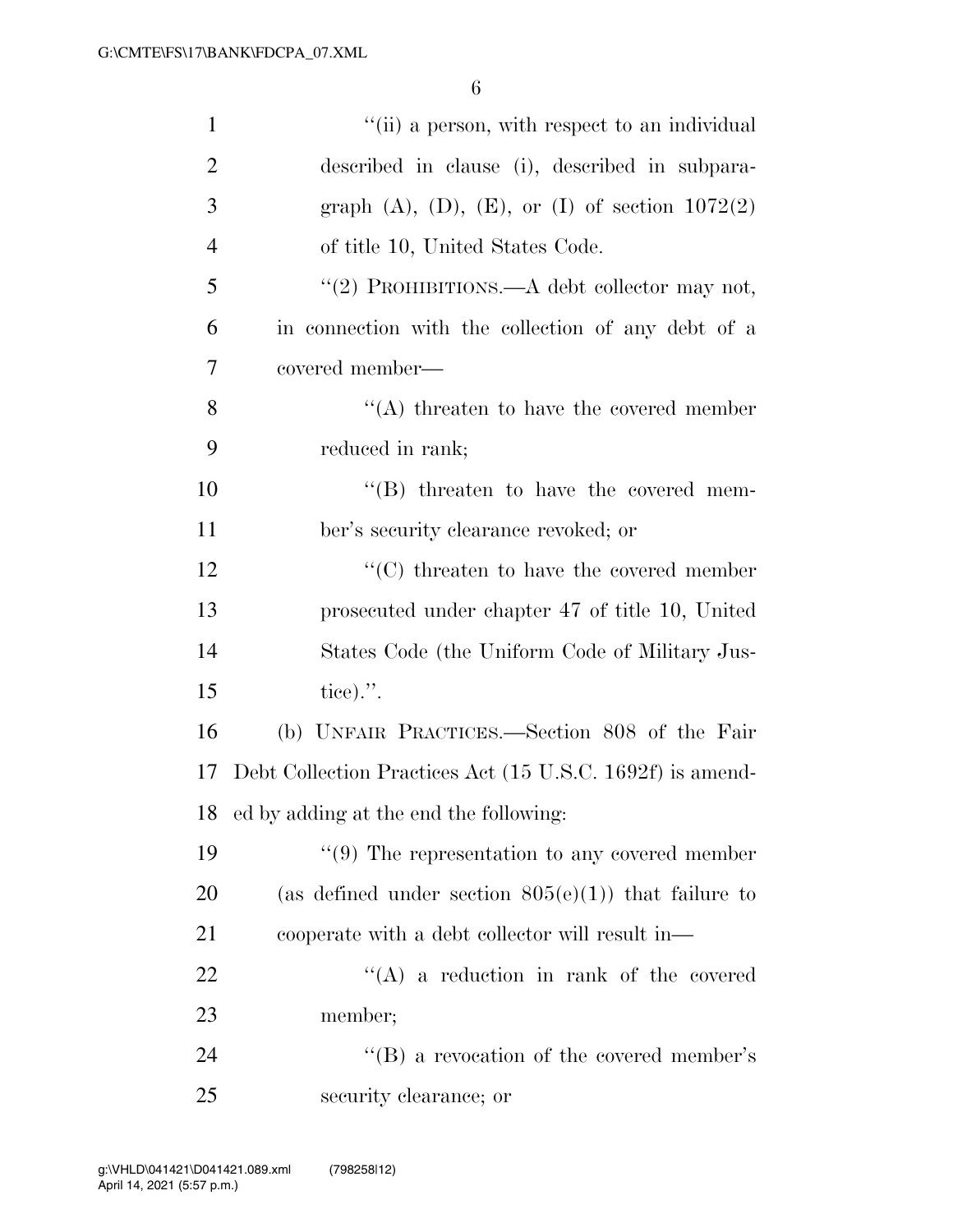"(ii) a person, with respect to an individual described in clause (i), described in subparagraph (A), (D), (E), or (I) of section 1072(2) of title 10, United States Code.

"(2) PROHIBITIONS.—A debt collector may not, in connection with the collection of any debt of a covered member—

"(A) threaten to have the covered member reduced in rank;

"(B) threaten to have the covered member's security clearance revoked; or

"(C) threaten to have the covered member prosecuted under chapter 47 of title 10, United States Code (the Uniform Code of Military Justice).".

(b) UNFAIR PRACTICES.—Section 808 of the Fair Debt Collection Practices Act (15 U.S.C. 1692f) is amended by adding at the end the following:

"(9) The representation to any covered member (as defined under section 805(e)(1)) that failure to cooperate with a debt collector will result in—

"(A) a reduction in rank of the covered member;

"(B) a revocation of the covered member's security clearance; or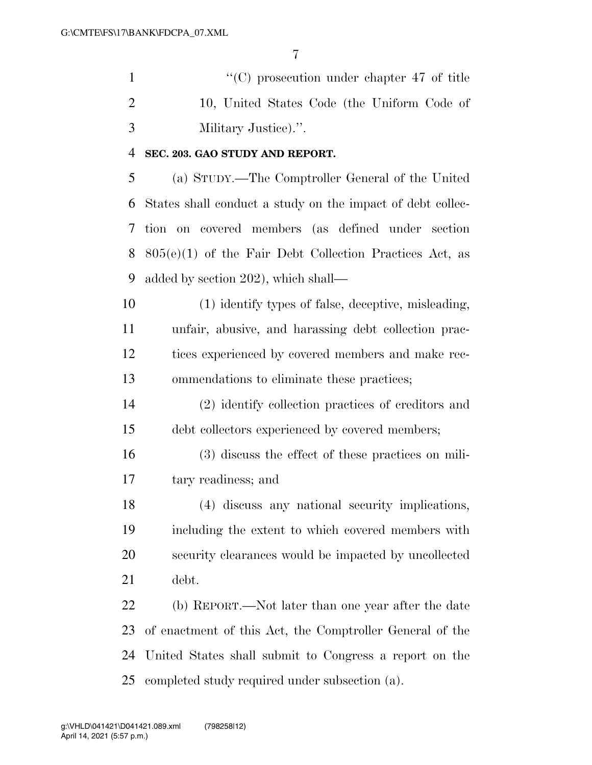"(C) prosecution under chapter 47 of title 10, United States Code (the Uniform Code of Military Justice).".

**SEC. 203. GAO STUDY AND REPORT.**

(a) STUDY.—The Comptroller General of the United States shall conduct a study on the impact of debt collection on covered members (as defined under section 805(e)(1) of the Fair Debt Collection Practices Act, as added by section 202), which shall—

(1) identify types of false, deceptive, misleading, unfair, abusive, and harassing debt collection practices experienced by covered members and make recommendations to eliminate these practices;

(2) identify collection practices of creditors and debt collectors experienced by covered members;

(3) discuss the effect of these practices on military readiness; and

(4) discuss any national security implications, including the extent to which covered members with security clearances would be impacted by uncollected debt.

(b) REPORT.—Not later than one year after the date of enactment of this Act, the Comptroller General of the United States shall submit to Congress a report on the completed study required under subsection (a).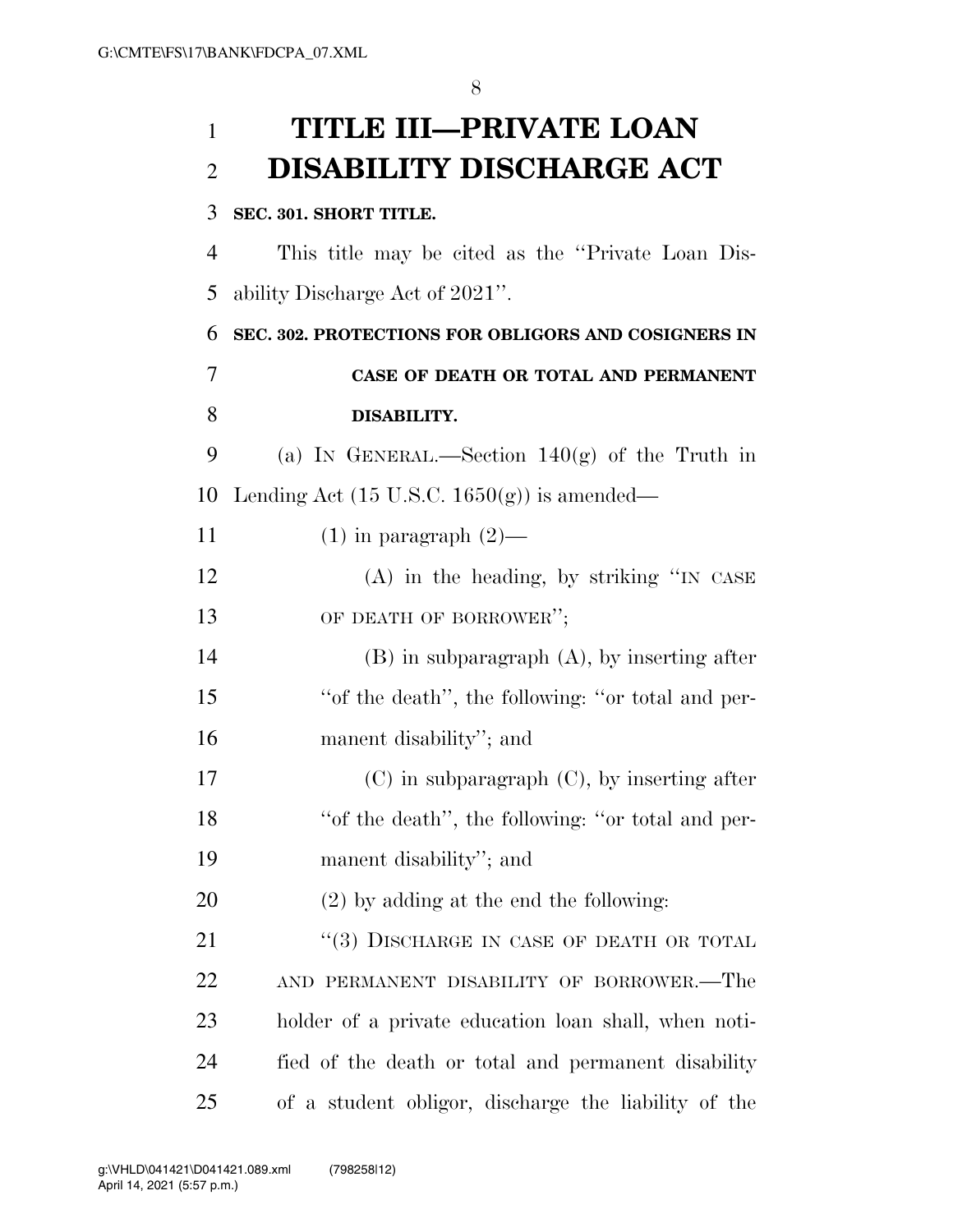# TITLE III—PRIVATE LOAN DISABILITY DISCHARGE ACT

**SEC. 301. SHORT TITLE.**

This title may be cited as the ''Private Loan Disability Discharge Act of 2021''.

**SEC. 302. PROTECTIONS FOR OBLIGORS AND COSIGNERS IN CASE OF DEATH OR TOTAL AND PERMANENT DISABILITY.**

(a) IN GENERAL.—Section 140(g) of the Truth in Lending Act (15 U.S.C. 1650(g)) is amended—

(1) in paragraph (2)—

(A) in the heading, by striking ''IN CASE OF DEATH OF BORROWER'';

(B) in subparagraph (A), by inserting after ''of the death'', the following: ''or total and permanent disability''; and

(C) in subparagraph (C), by inserting after ''of the death'', the following: ''or total and permanent disability''; and

(2) by adding at the end the following:

''(3) DISCHARGE IN CASE OF DEATH OR TOTAL AND PERMANENT DISABILITY OF BORROWER.—The holder of a private education loan shall, when notified of the death or total and permanent disability of a student obligor, discharge the liability of the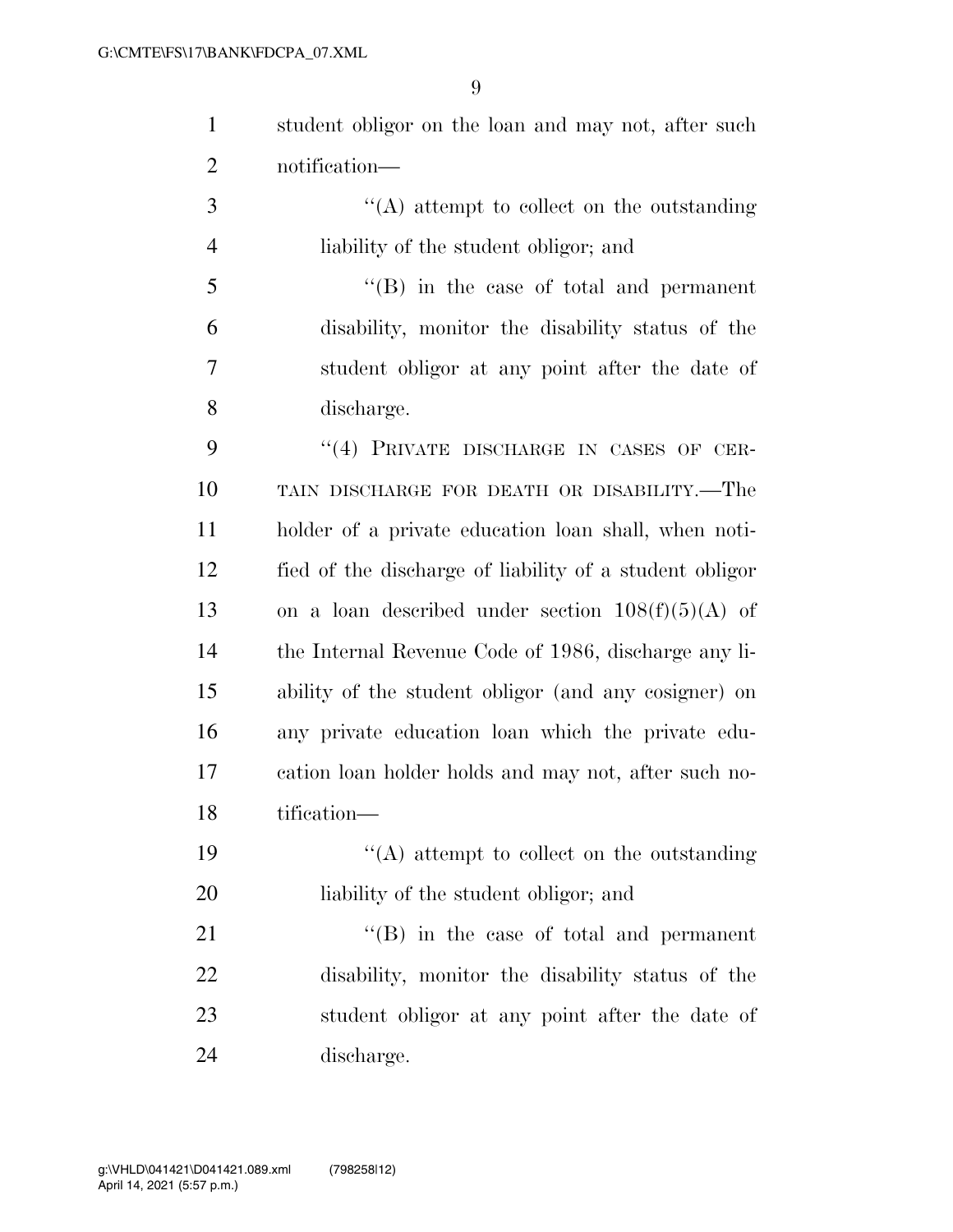student obligor on the loan and may not, after such notification—

''(A) attempt to collect on the outstanding liability of the student obligor; and

''(B) in the case of total and permanent disability, monitor the disability status of the student obligor at any point after the date of discharge.

''(4) PRIVATE DISCHARGE IN CASES OF CERTAIN DISCHARGE FOR DEATH OR DISABILITY.—The holder of a private education loan shall, when notified of the discharge of liability of a student obligor on a loan described under section 108(f)(5)(A) of the Internal Revenue Code of 1986, discharge any liability of the student obligor (and any cosigner) on any private education loan which the private education loan holder holds and may not, after such notification—

''(A) attempt to collect on the outstanding liability of the student obligor; and

''(B) in the case of total and permanent disability, monitor the disability status of the student obligor at any point after the date of discharge.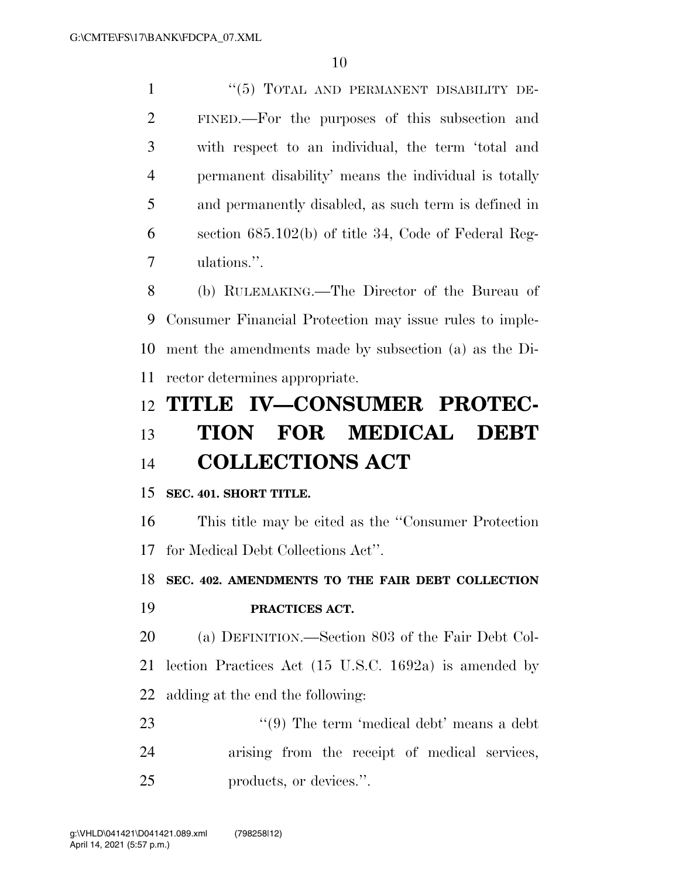"(5) TOTAL AND PERMANENT DISABILITY DEFINED.—For the purposes of this subsection and with respect to an individual, the term 'total and permanent disability' means the individual is totally and permanently disabled, as such term is defined in section 685.102(b) of title 34, Code of Federal Regulations.".

(b) RULEMAKING.—The Director of the Bureau of Consumer Financial Protection may issue rules to implement the amendments made by subsection (a) as the Director determines appropriate.

# TITLE IV—CONSUMER PROTECTION FOR MEDICAL DEBT COLLECTIONS ACT

**SEC. 401. SHORT TITLE.**

This title may be cited as the "Consumer Protection for Medical Debt Collections Act".

**SEC. 402. AMENDMENTS TO THE FAIR DEBT COLLECTION PRACTICES ACT.**

(a) DEFINITION.—Section 803 of the Fair Debt Collection Practices Act (15 U.S.C. 1692a) is amended by adding at the end the following:

"(9) The term 'medical debt' means a debt arising from the receipt of medical services, products, or devices.".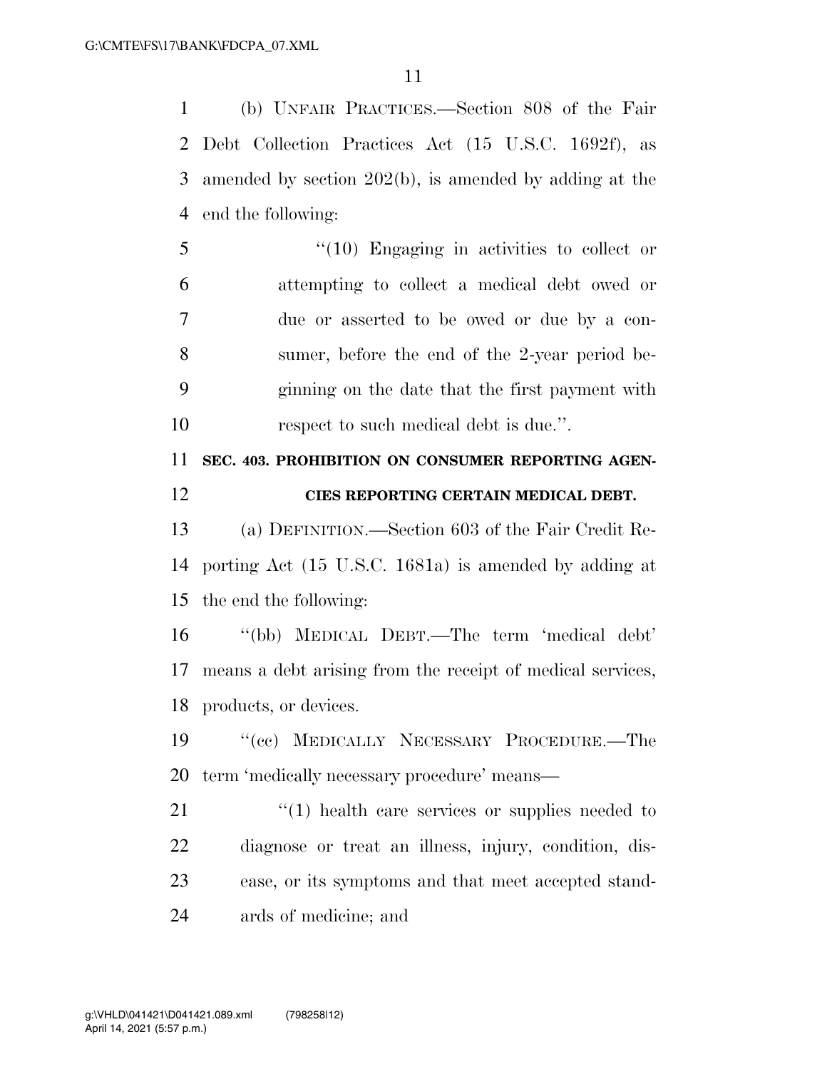(b) UNFAIR PRACTICES.—Section 808 of the Fair Debt Collection Practices Act (15 U.S.C. 1692f), as amended by section 202(b), is amended by adding at the end the following:

"(10) Engaging in activities to collect or attempting to collect a medical debt owed or due or asserted to be owed or due by a consumer, before the end of the 2-year period beginning on the date that the first payment with respect to such medical debt is due.".

**SEC. 403. PROHIBITION ON CONSUMER REPORTING AGENCIES REPORTING CERTAIN MEDICAL DEBT.**

(a) DEFINITION.—Section 603 of the Fair Credit Reporting Act (15 U.S.C. 1681a) is amended by adding at the end the following:

"(bb) MEDICAL DEBT.—The term 'medical debt' means a debt arising from the receipt of medical services, products, or devices.

"(cc) MEDICALLY NECESSARY PROCEDURE.—The term 'medically necessary procedure' means—

"(1) health care services or supplies needed to diagnose or treat an illness, injury, condition, disease, or its symptoms and that meet accepted standards of medicine; and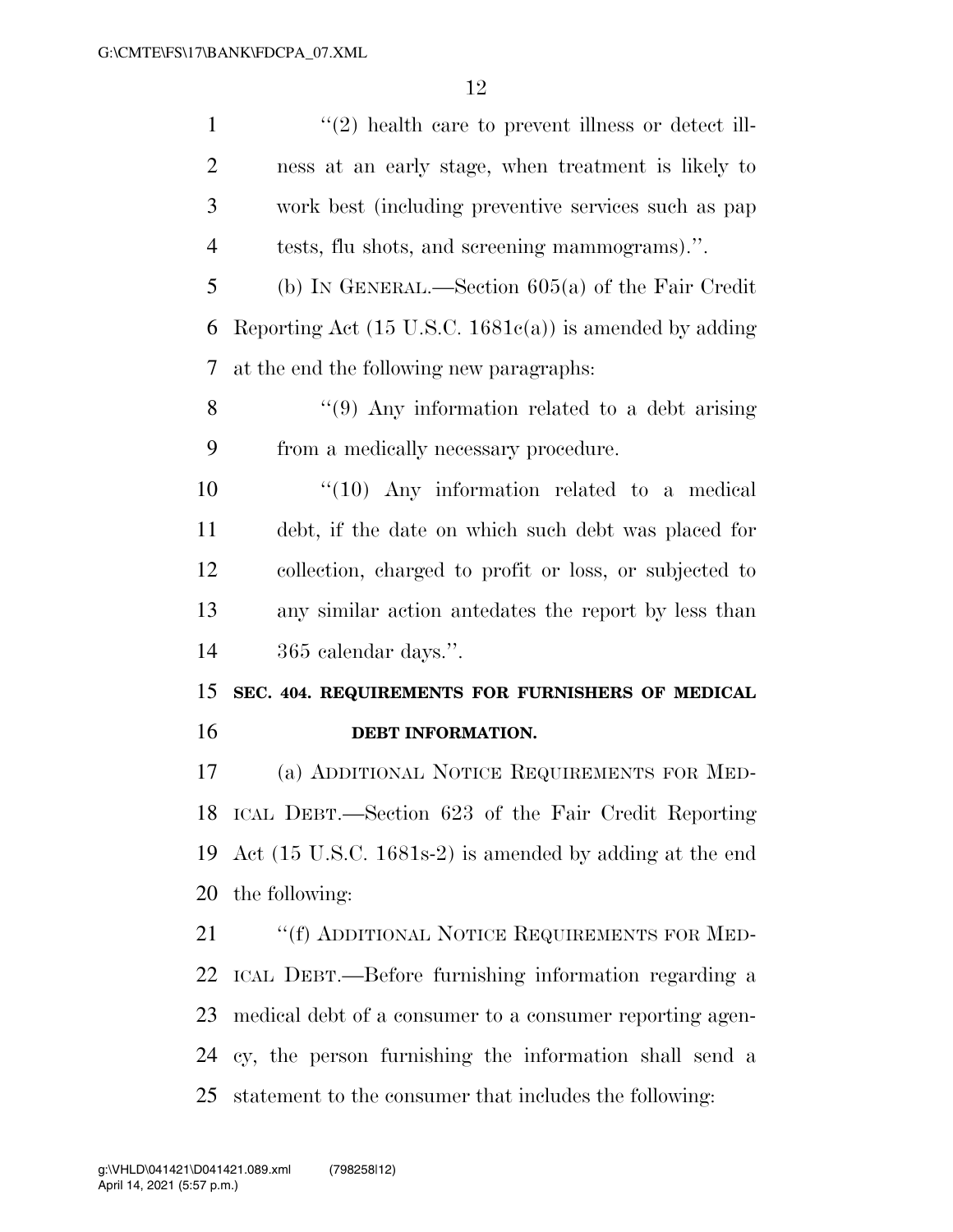"(2) health care to prevent illness or detect illness at an early stage, when treatment is likely to work best (including preventive services such as pap tests, flu shots, and screening mammograms).".

(b) IN GENERAL.—Section 605(a) of the Fair Credit Reporting Act (15 U.S.C. 1681c(a)) is amended by adding at the end the following new paragraphs:

"(9) Any information related to a debt arising from a medically necessary procedure.

"(10) Any information related to a medical debt, if the date on which such debt was placed for collection, charged to profit or loss, or subjected to any similar action antedates the report by less than 365 calendar days.".

**SEC. 404. REQUIREMENTS FOR FURNISHERS OF MEDICAL DEBT INFORMATION.**

(a) ADDITIONAL NOTICE REQUIREMENTS FOR MEDICAL DEBT.—Section 623 of the Fair Credit Reporting Act (15 U.S.C. 1681s-2) is amended by adding at the end the following:

"(f) ADDITIONAL NOTICE REQUIREMENTS FOR MEDICAL DEBT.—Before furnishing information regarding a medical debt of a consumer to a consumer reporting agency, the person furnishing the information shall send a statement to the consumer that includes the following: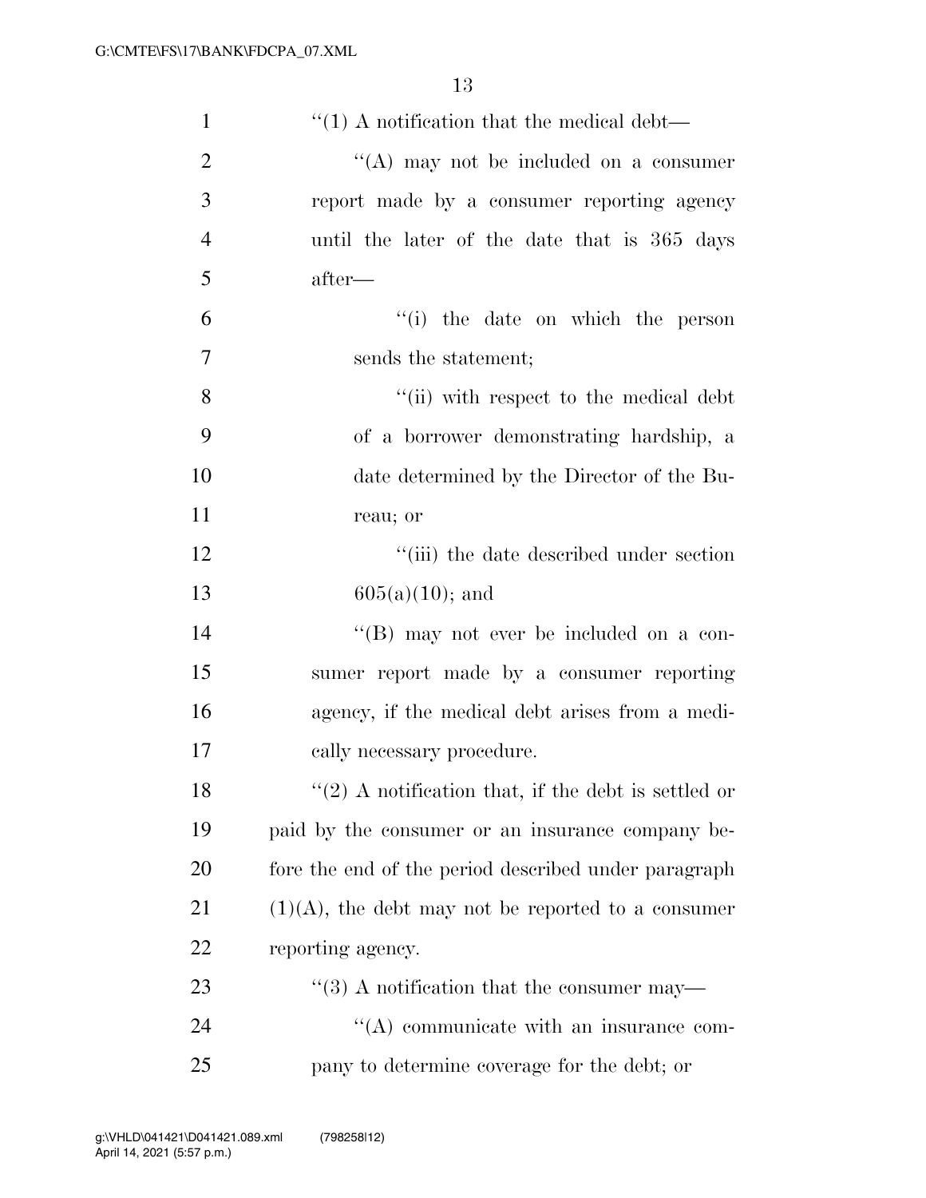"(1) A notification that the medical debt—

"(A) may not be included on a consumer report made by a consumer reporting agency until the later of the date that is 365 days after—

"(i) the date on which the person sends the statement;

"(ii) with respect to the medical debt of a borrower demonstrating hardship, a date determined by the Director of the Bureau; or

"(iii) the date described under section 605(a)(10); and

"(B) may not ever be included on a consumer report made by a consumer reporting agency, if the medical debt arises from a medically necessary procedure.

"(2) A notification that, if the debt is settled or paid by the consumer or an insurance company before the end of the period described under paragraph (1)(A), the debt may not be reported to a consumer reporting agency.

"(3) A notification that the consumer may—

"(A) communicate with an insurance company to determine coverage for the debt; or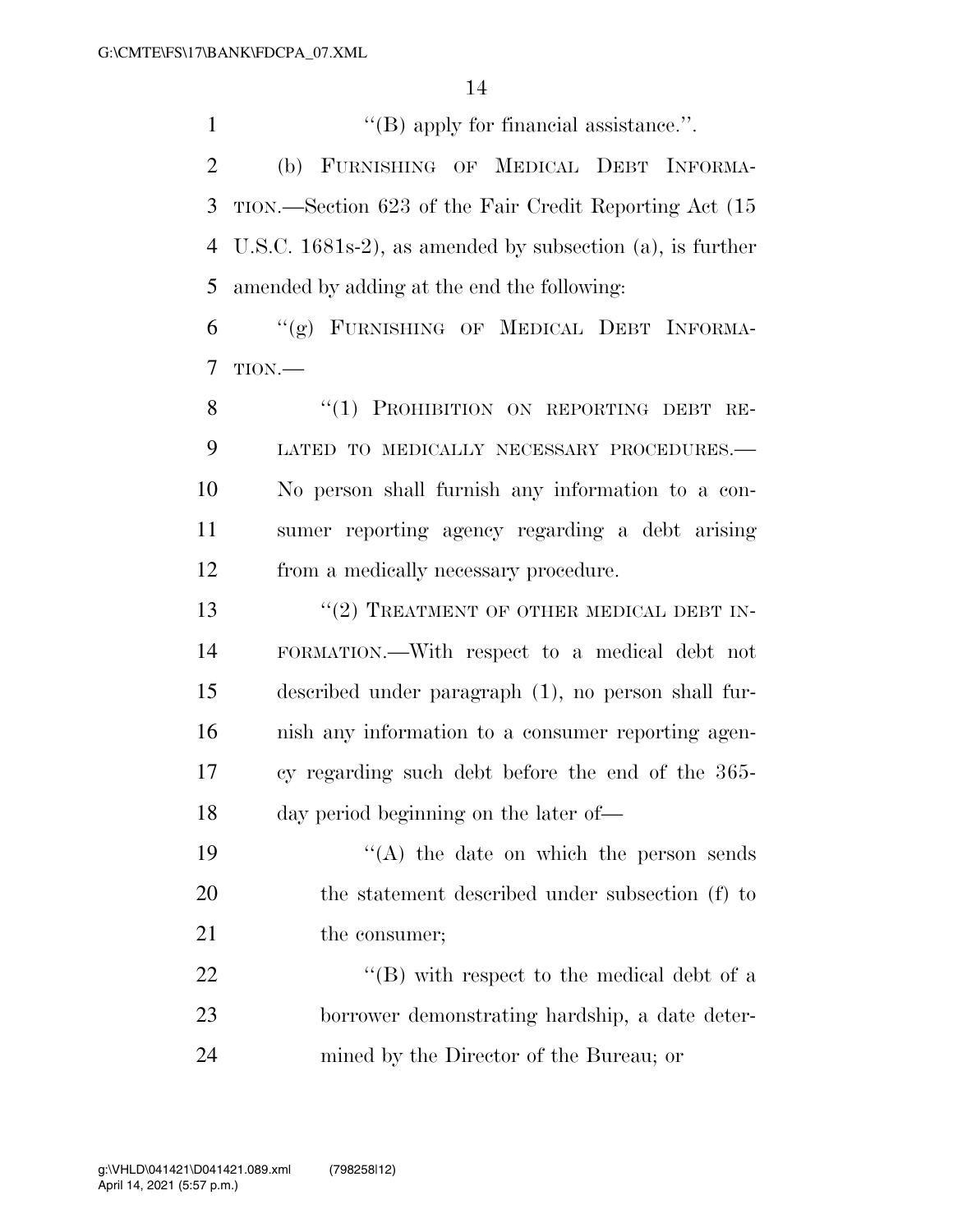''(B) apply for financial assistance.''.

(b) FURNISHING OF MEDICAL DEBT INFORMATION.—Section 623 of the Fair Credit Reporting Act (15 U.S.C. 1681s-2), as amended by subsection (a), is further amended by adding at the end the following:

''(g) FURNISHING OF MEDICAL DEBT INFORMATION.—

''(1) PROHIBITION ON REPORTING DEBT RELATED TO MEDICALLY NECESSARY PROCEDURES.— No person shall furnish any information to a consumer reporting agency regarding a debt arising from a medically necessary procedure.

''(2) TREATMENT OF OTHER MEDICAL DEBT INFORMATION.—With respect to a medical debt not described under paragraph (1), no person shall furnish any information to a consumer reporting agency regarding such debt before the end of the 365-day period beginning on the later of—

''(A) the date on which the person sends the statement described under subsection (f) to the consumer;

''(B) with respect to the medical debt of a borrower demonstrating hardship, a date determined by the Director of the Bureau; or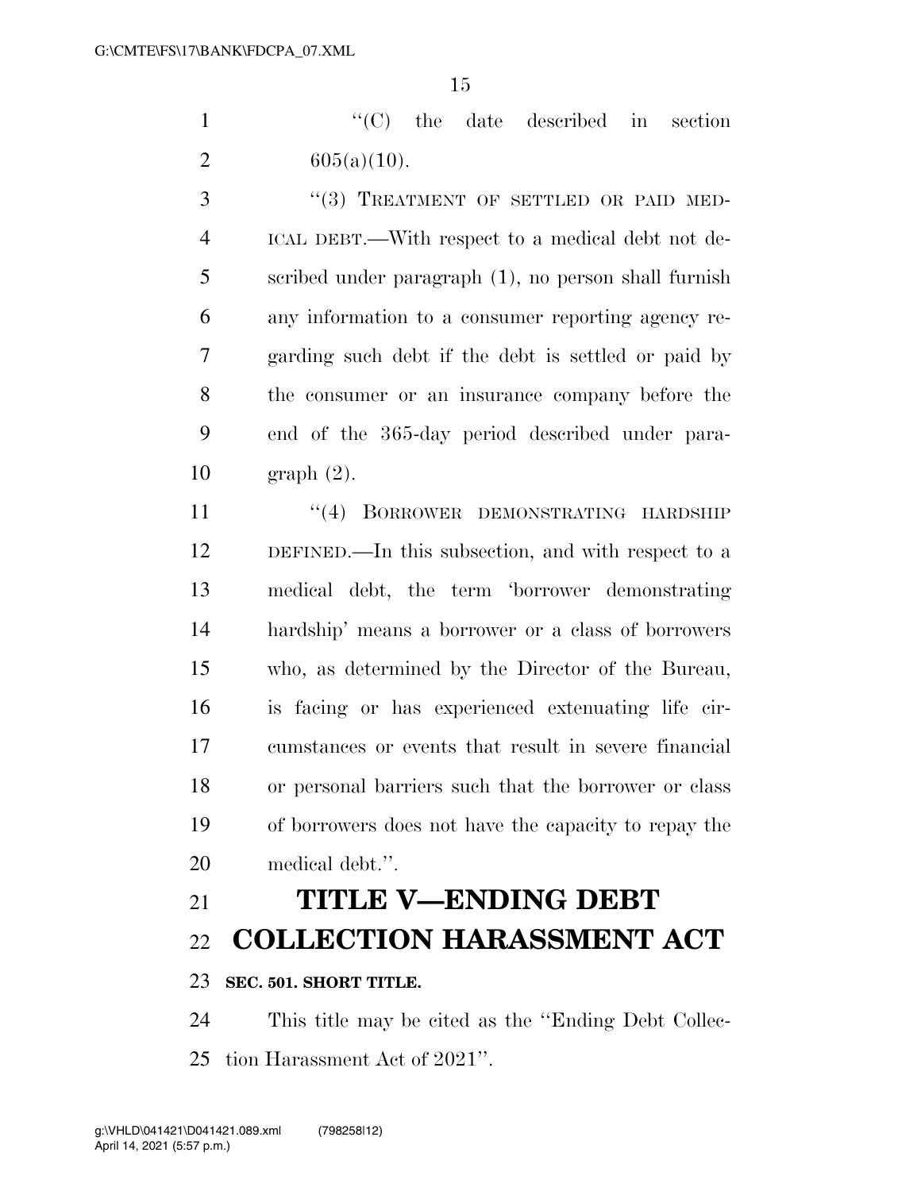''(C) the date described in section 605(a)(10).

''(3) TREATMENT OF SETTLED OR PAID MEDICAL DEBT.—With respect to a medical debt not described under paragraph (1), no person shall furnish any information to a consumer reporting agency regarding such debt if the debt is settled or paid by the consumer or an insurance company before the end of the 365-day period described under paragraph (2).

''(4) BORROWER DEMONSTRATING HARDSHIP DEFINED.—In this subsection, and with respect to a medical debt, the term 'borrower demonstrating hardship' means a borrower or a class of borrowers who, as determined by the Director of the Bureau, is facing or has experienced extenuating life circumstances or events that result in severe financial or personal barriers such that the borrower or class of borrowers does not have the capacity to repay the medical debt.''.

# TITLE V—ENDING DEBT COLLECTION HARASSMENT ACT

**SEC. 501. SHORT TITLE.**

This title may be cited as the ''Ending Debt Collection Harassment Act of 2021''.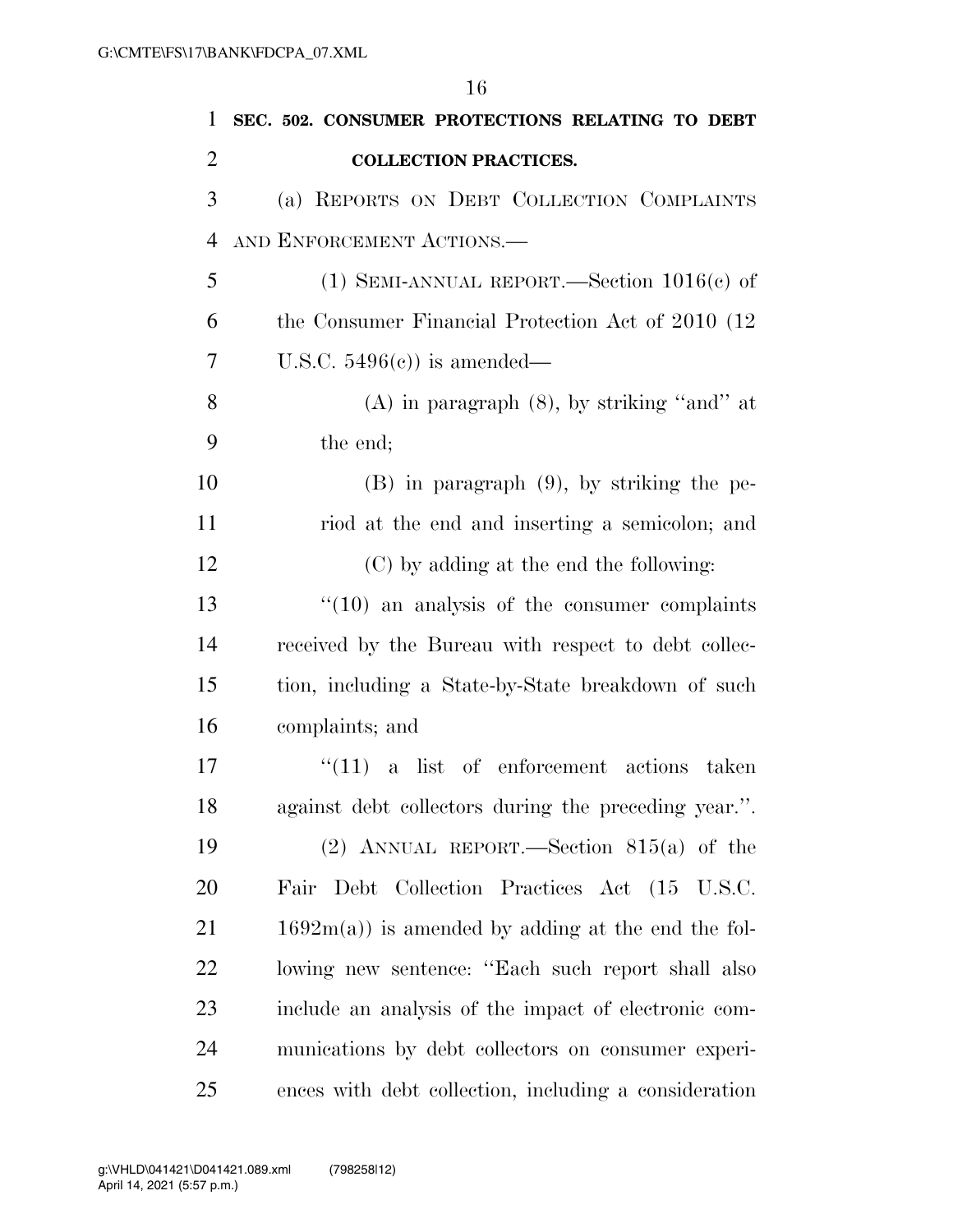**SEC. 502. CONSUMER PROTECTIONS RELATING TO DEBT COLLECTION PRACTICES.**

(a) REPORTS ON DEBT COLLECTION COMPLAINTS AND ENFORCEMENT ACTIONS.—

(1) SEMI-ANNUAL REPORT.—Section 1016(c) of the Consumer Financial Protection Act of 2010 (12 U.S.C. 5496(c)) is amended—

(A) in paragraph (8), by striking "and" at the end;

(B) in paragraph (9), by striking the period at the end and inserting a semicolon; and

(C) by adding at the end the following:

"(10) an analysis of the consumer complaints received by the Bureau with respect to debt collection, including a State-by-State breakdown of such complaints; and

"(11) a list of enforcement actions taken against debt collectors during the preceding year.".

(2) ANNUAL REPORT.—Section 815(a) of the Fair Debt Collection Practices Act (15 U.S.C. 1692m(a)) is amended by adding at the end the following new sentence: "Each such report shall also include an analysis of the impact of electronic communications by debt collectors on consumer experiences with debt collection, including a consideration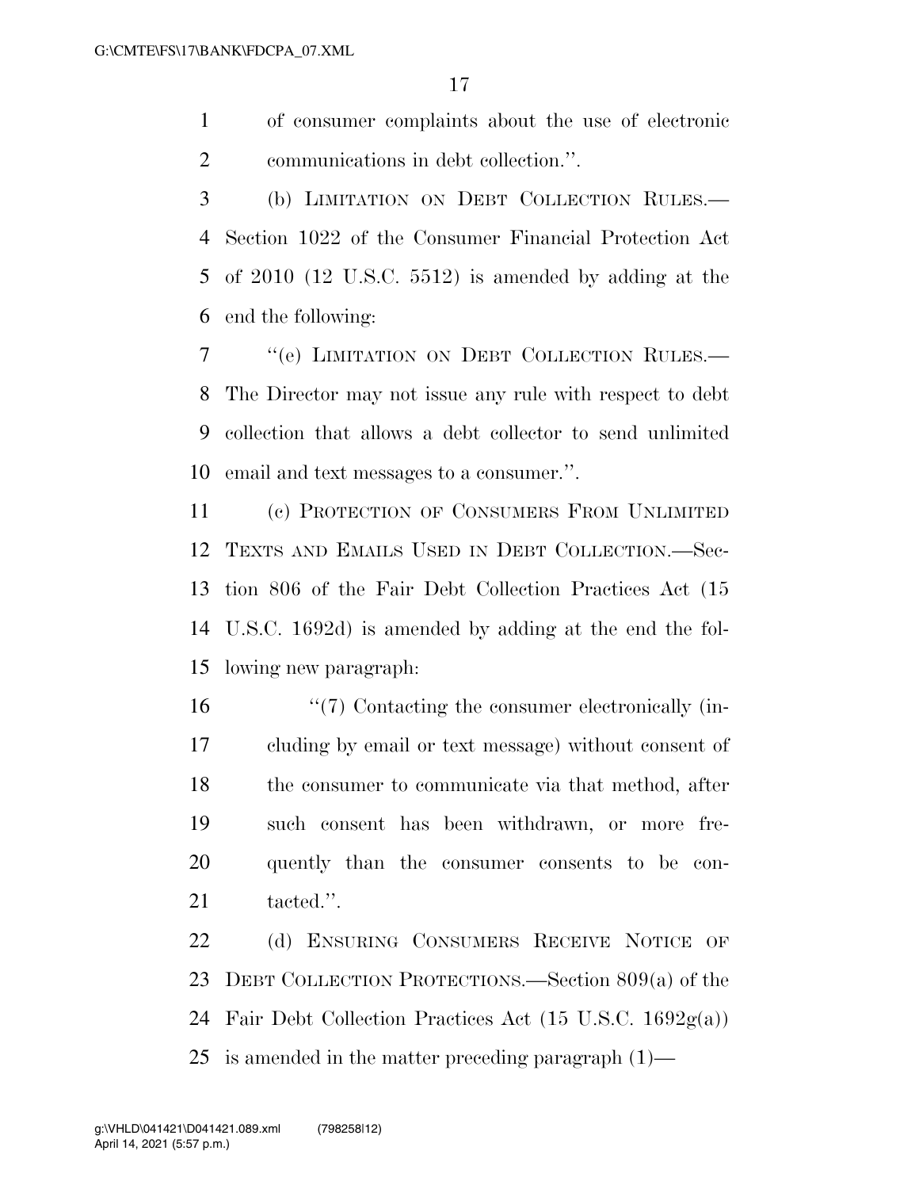of consumer complaints about the use of electronic communications in debt collection.''.

(b) LIMITATION ON DEBT COLLECTION RULES.—Section 1022 of the Consumer Financial Protection Act of 2010 (12 U.S.C. 5512) is amended by adding at the end the following:

''(e) LIMITATION ON DEBT COLLECTION RULES.—The Director may not issue any rule with respect to debt collection that allows a debt collector to send unlimited email and text messages to a consumer.''.

(c) PROTECTION OF CONSUMERS FROM UNLIMITED TEXTS AND EMAILS USED IN DEBT COLLECTION.—Section 806 of the Fair Debt Collection Practices Act (15 U.S.C. 1692d) is amended by adding at the end the following new paragraph:

''(7) Contacting the consumer electronically (including by email or text message) without consent of the consumer to communicate via that method, after such consent has been withdrawn, or more frequently than the consumer consents to be contacted.''.

(d) ENSURING CONSUMERS RECEIVE NOTICE OF DEBT COLLECTION PROTECTIONS.—Section 809(a) of the Fair Debt Collection Practices Act (15 U.S.C. 1692g(a)) is amended in the matter preceding paragraph (1)—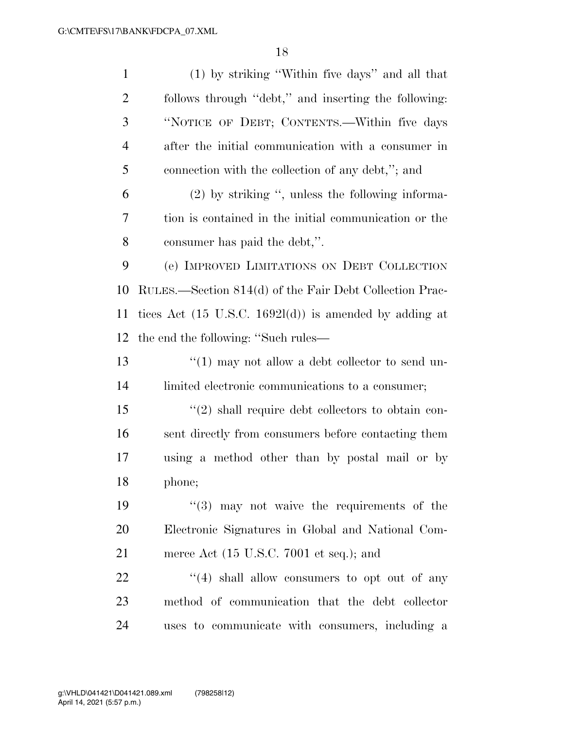(1) by striking "Within five days" and all that follows through "debt," and inserting the following: "NOTICE OF DEBT; CONTENTS.—Within five days after the initial communication with a consumer in connection with the collection of any debt,"; and

(2) by striking ", unless the following information is contained in the initial communication or the consumer has paid the debt,".

(e) IMPROVED LIMITATIONS ON DEBT COLLECTION RULES.—Section 814(d) of the Fair Debt Collection Practices Act (15 U.S.C. 1692l(d)) is amended by adding at the end the following: "Such rules—

"(1) may not allow a debt collector to send unlimited electronic communications to a consumer;

"(2) shall require debt collectors to obtain consent directly from consumers before contacting them using a method other than by postal mail or by phone;

"(3) may not waive the requirements of the Electronic Signatures in Global and National Commerce Act (15 U.S.C. 7001 et seq.); and

"(4) shall allow consumers to opt out of any method of communication that the debt collector uses to communicate with consumers, including a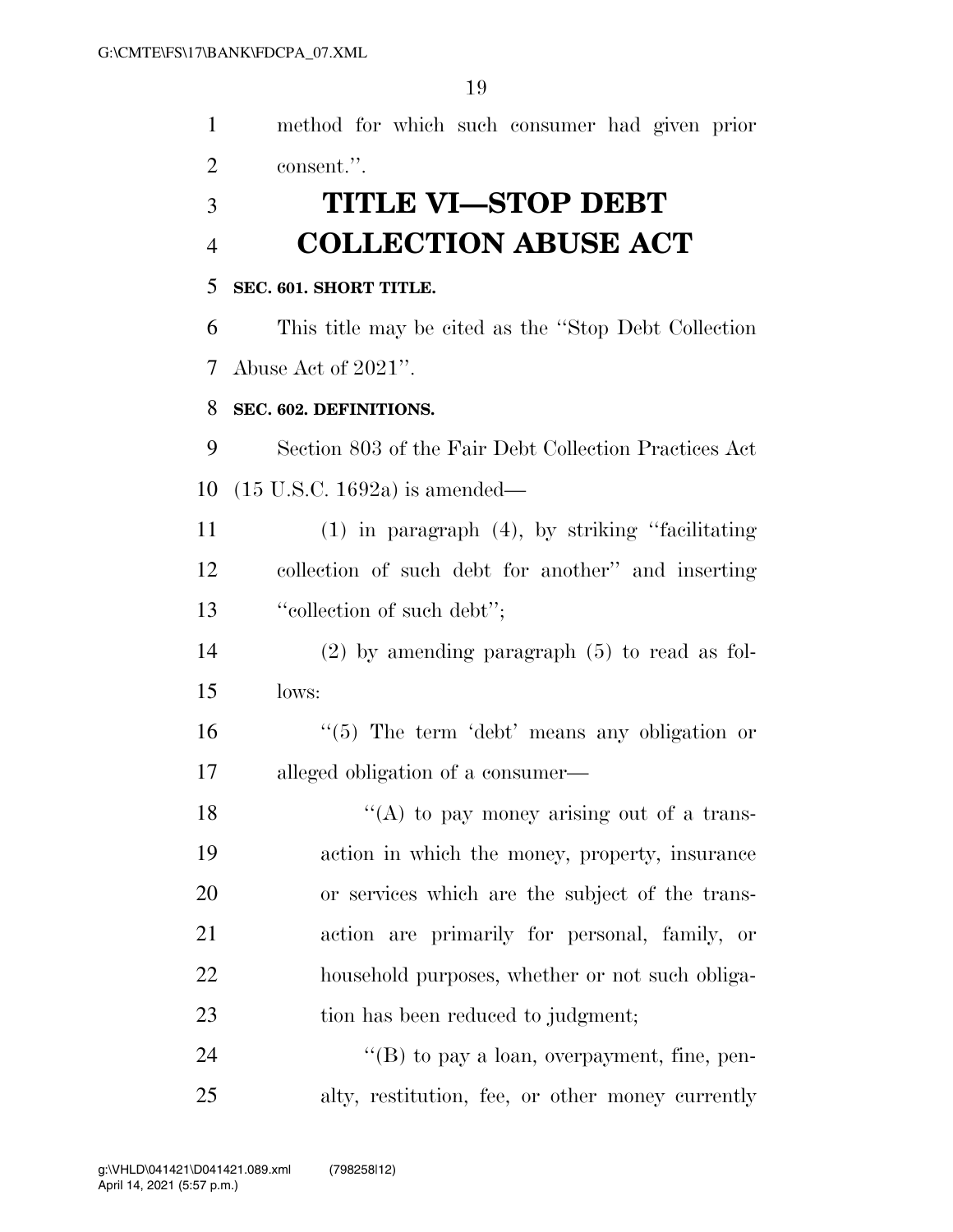method for which such consumer had given prior consent.''.

# TITLE VI—STOP DEBT COLLECTION ABUSE ACT

**SEC. 601. SHORT TITLE.**

This title may be cited as the ''Stop Debt Collection Abuse Act of 2021''.

**SEC. 602. DEFINITIONS.**

Section 803 of the Fair Debt Collection Practices Act (15 U.S.C. 1692a) is amended—

(1) in paragraph (4), by striking ''facilitating collection of such debt for another'' and inserting ''collection of such debt'';

(2) by amending paragraph (5) to read as follows:

''(5) The term 'debt' means any obligation or alleged obligation of a consumer—

''(A) to pay money arising out of a transaction in which the money, property, insurance or services which are the subject of the transaction are primarily for personal, family, or household purposes, whether or not such obligation has been reduced to judgment;

''(B) to pay a loan, overpayment, fine, penalty, restitution, fee, or other money currently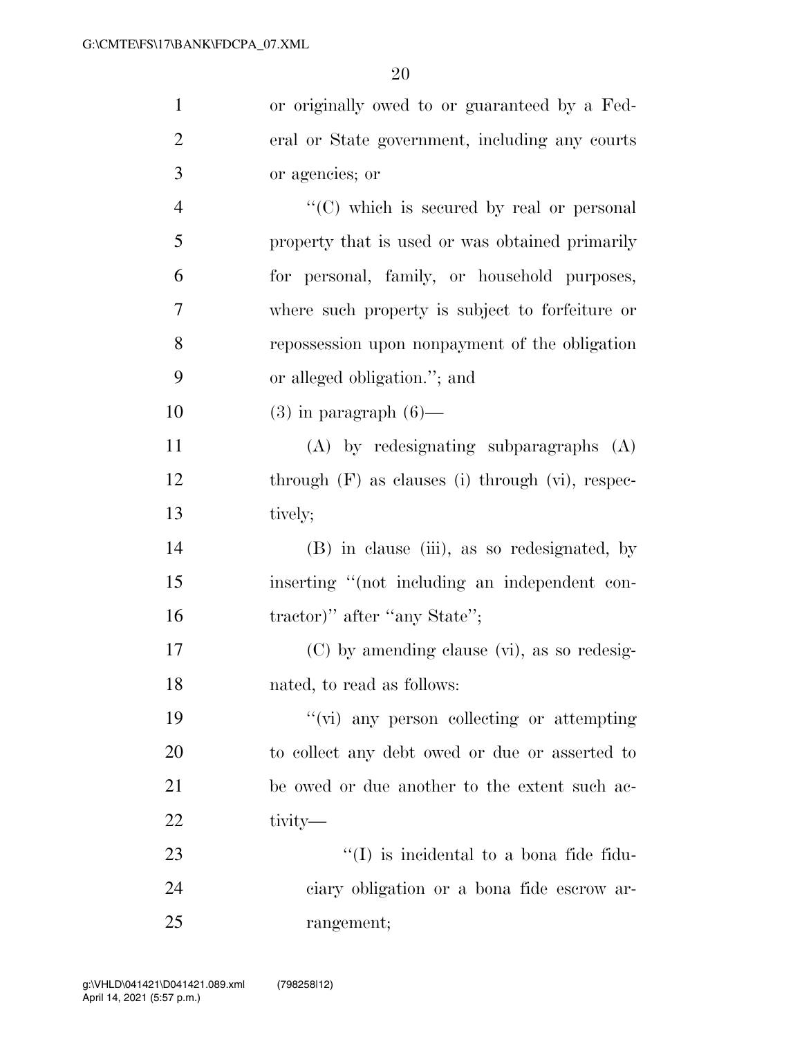or originally owed to or guaranteed by a Federal or State government, including any courts or agencies; or

"(C) which is secured by real or personal property that is used or was obtained primarily for personal, family, or household purposes, where such property is subject to forfeiture or repossession upon nonpayment of the obligation or alleged obligation."; and

(3) in paragraph (6)—

(A) by redesignating subparagraphs (A) through (F) as clauses (i) through (vi), respectively;

(B) in clause (iii), as so redesignated, by inserting "(not including an independent contractor)" after "any State";

(C) by amending clause (vi), as so redesignated, to read as follows:

"(vi) any person collecting or attempting to collect any debt owed or due or asserted to be owed or due another to the extent such activity—

"(I) is incidental to a bona fide fiduciary obligation or a bona fide escrow arrangement;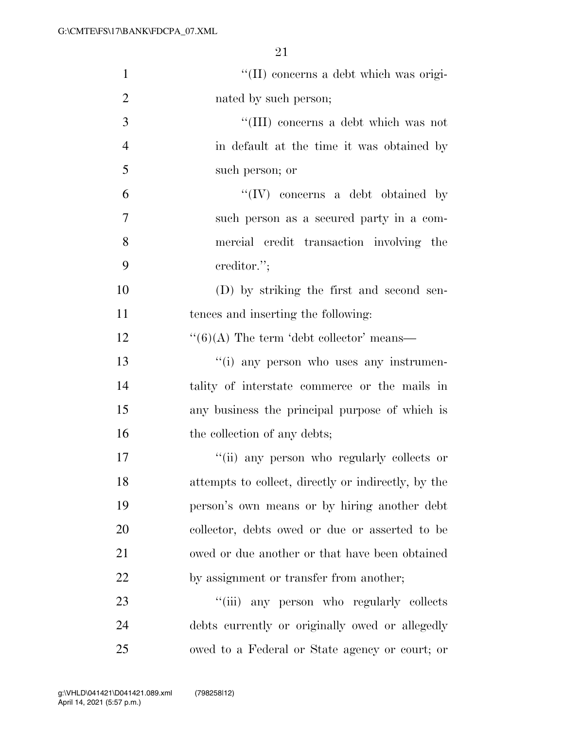''(II) concerns a debt which was originated by such person;

''(III) concerns a debt which was not in default at the time it was obtained by such person; or

''(IV) concerns a debt obtained by such person as a secured party in a commercial credit transaction involving the creditor.'';

(D) by striking the first and second sentences and inserting the following:

''(6)(A) The term 'debt collector' means—

''(i) any person who uses any instrumentality of interstate commerce or the mails in any business the principal purpose of which is the collection of any debts;

''(ii) any person who regularly collects or attempts to collect, directly or indirectly, by the person's own means or by hiring another debt collector, debts owed or due or asserted to be owed or due another or that have been obtained by assignment or transfer from another;

''(iii) any person who regularly collects debts currently or originally owed or allegedly owed to a Federal or State agency or court; or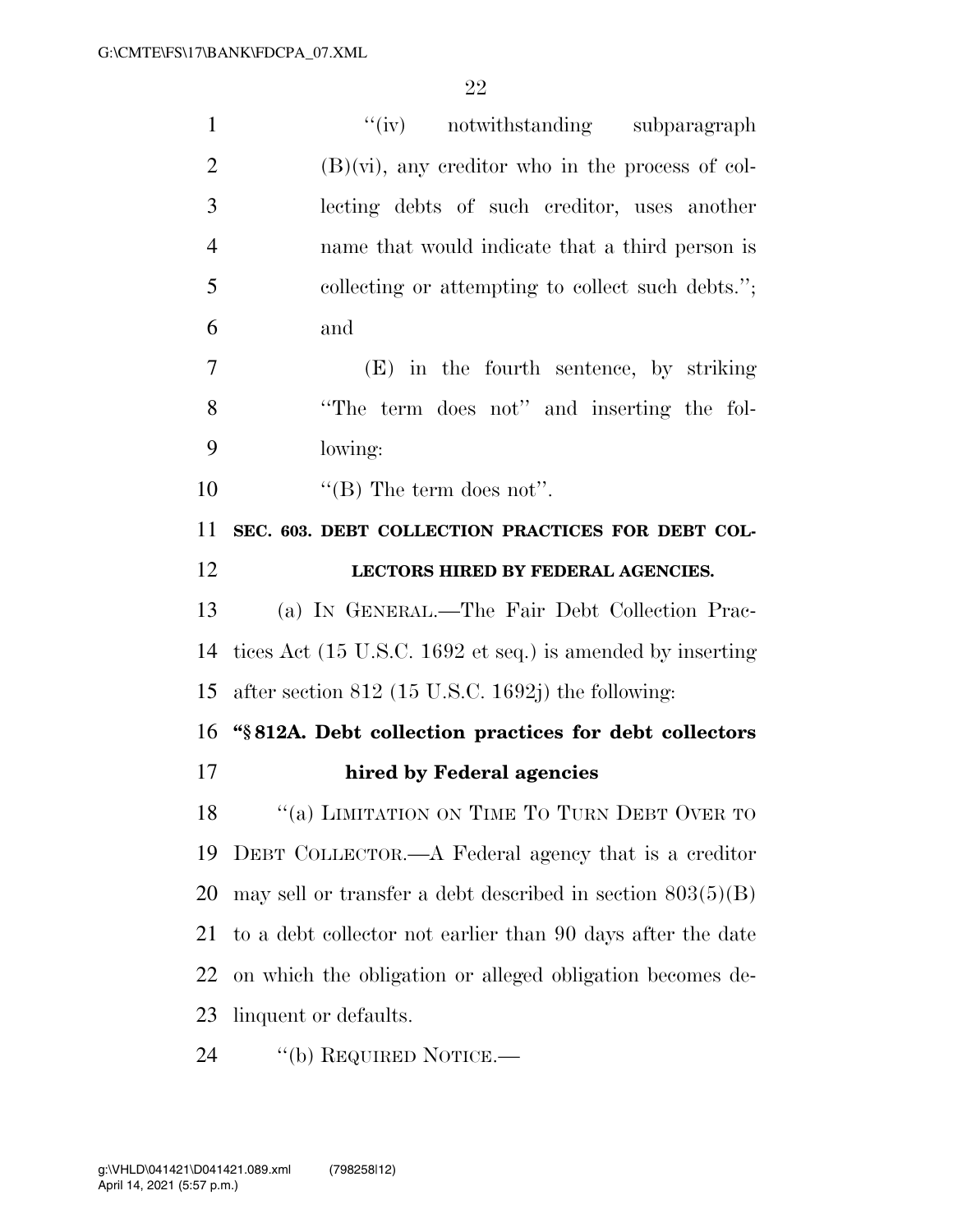"(iv) notwithstanding subparagraph (B)(vi), any creditor who in the process of collecting debts of such creditor, uses another name that would indicate that a third person is collecting or attempting to collect such debts."; and

(E) in the fourth sentence, by striking "The term does not" and inserting the following:

"(B) The term does not".

**SEC. 603. DEBT COLLECTION PRACTICES FOR DEBT COLLECTORS HIRED BY FEDERAL AGENCIES.**

(a) IN GENERAL.—The Fair Debt Collection Practices Act (15 U.S.C. 1692 et seq.) is amended by inserting after section 812 (15 U.S.C. 1692j) the following:

**"§ 812A. Debt collection practices for debt collectors hired by Federal agencies**

"(a) LIMITATION ON TIME TO TURN DEBT OVER TO DEBT COLLECTOR.—A Federal agency that is a creditor may sell or transfer a debt described in section 803(5)(B) to a debt collector not earlier than 90 days after the date on which the obligation or alleged obligation becomes delinquent or defaults.

"(b) REQUIRED NOTICE.—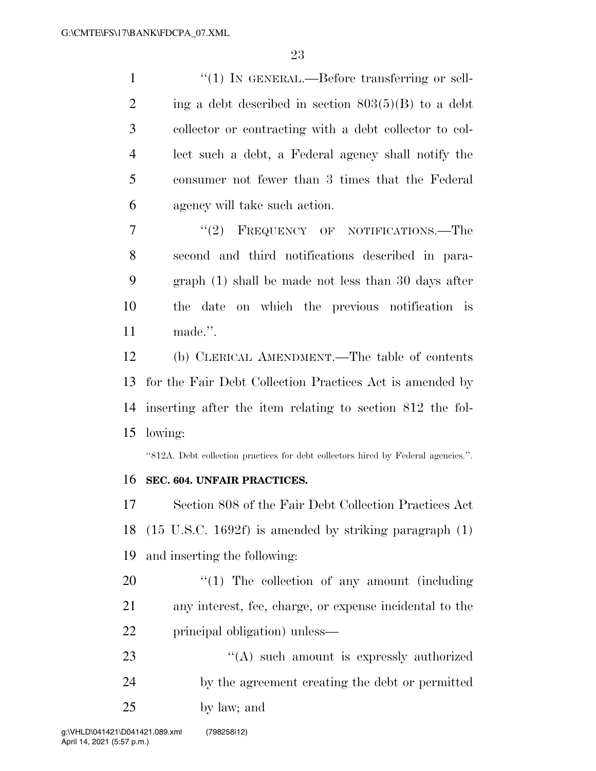"(1) IN GENERAL.—Before transferring or selling a debt described in section 803(5)(B) to a debt collector or contracting with a debt collector to collect such a debt, a Federal agency shall notify the consumer not fewer than 3 times that the Federal agency will take such action.

"(2) FREQUENCY OF NOTIFICATIONS.—The second and third notifications described in paragraph (1) shall be made not less than 30 days after the date on which the previous notification is made.".

(b) CLERICAL AMENDMENT.—The table of contents for the Fair Debt Collection Practices Act is amended by inserting after the item relating to section 812 the following:

"812A. Debt collection practices for debt collectors hired by Federal agencies.".

**SEC. 604. UNFAIR PRACTICES.**

Section 808 of the Fair Debt Collection Practices Act (15 U.S.C. 1692f) is amended by striking paragraph (1) and inserting the following:

"(1) The collection of any amount (including any interest, fee, charge, or expense incidental to the principal obligation) unless—

"(A) such amount is expressly authorized by the agreement creating the debt or permitted by law; and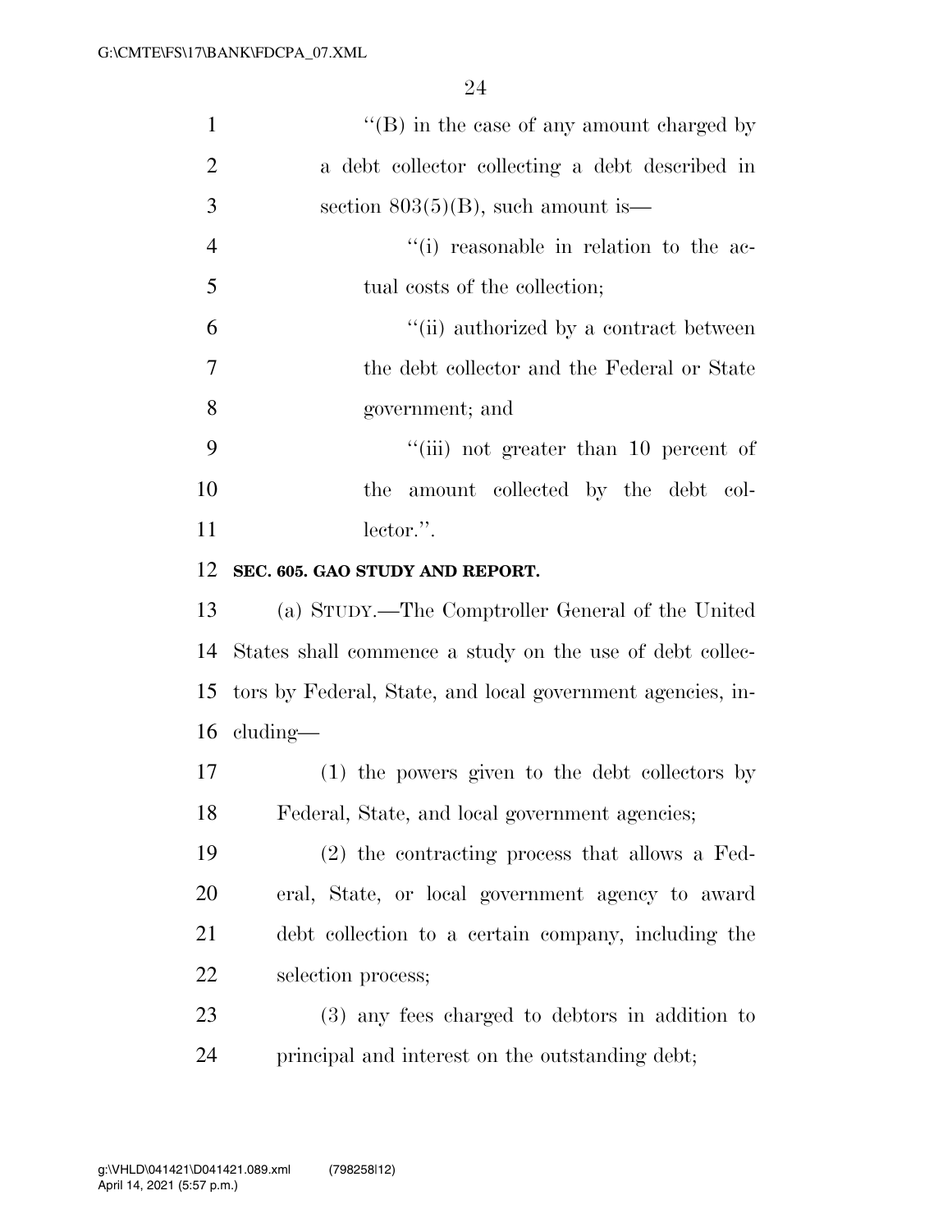''(B) in the case of any amount charged by a debt collector collecting a debt described in section 803(5)(B), such amount is—

''(i) reasonable in relation to the actual costs of the collection;

''(ii) authorized by a contract between the debt collector and the Federal or State government; and

''(iii) not greater than 10 percent of the amount collected by the debt collector.''.

**SEC. 605. GAO STUDY AND REPORT.**

(a) STUDY.—The Comptroller General of the United States shall commence a study on the use of debt collectors by Federal, State, and local government agencies, including—

(1) the powers given to the debt collectors by Federal, State, and local government agencies;

(2) the contracting process that allows a Federal, State, or local government agency to award debt collection to a certain company, including the selection process;

(3) any fees charged to debtors in addition to principal and interest on the outstanding debt;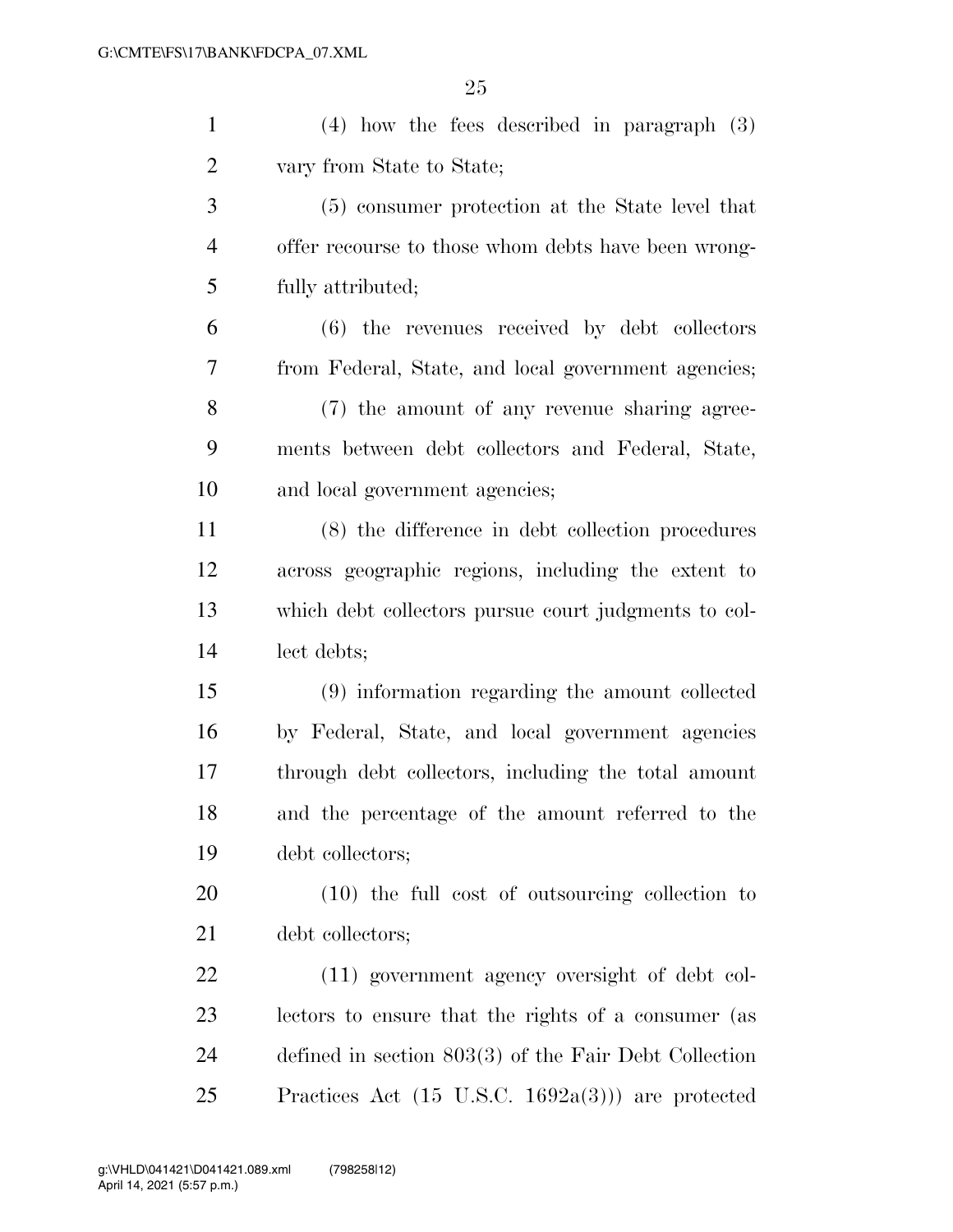(4) how the fees described in paragraph (3) vary from State to State;

(5) consumer protection at the State level that offer recourse to those whom debts have been wrongfully attributed;

(6) the revenues received by debt collectors from Federal, State, and local government agencies;

(7) the amount of any revenue sharing agreements between debt collectors and Federal, State, and local government agencies;

(8) the difference in debt collection procedures across geographic regions, including the extent to which debt collectors pursue court judgments to collect debts;

(9) information regarding the amount collected by Federal, State, and local government agencies through debt collectors, including the total amount and the percentage of the amount referred to the debt collectors;

(10) the full cost of outsourcing collection to debt collectors;

(11) government agency oversight of debt collectors to ensure that the rights of a consumer (as defined in section 803(3) of the Fair Debt Collection Practices Act (15 U.S.C. 1692a(3))) are protected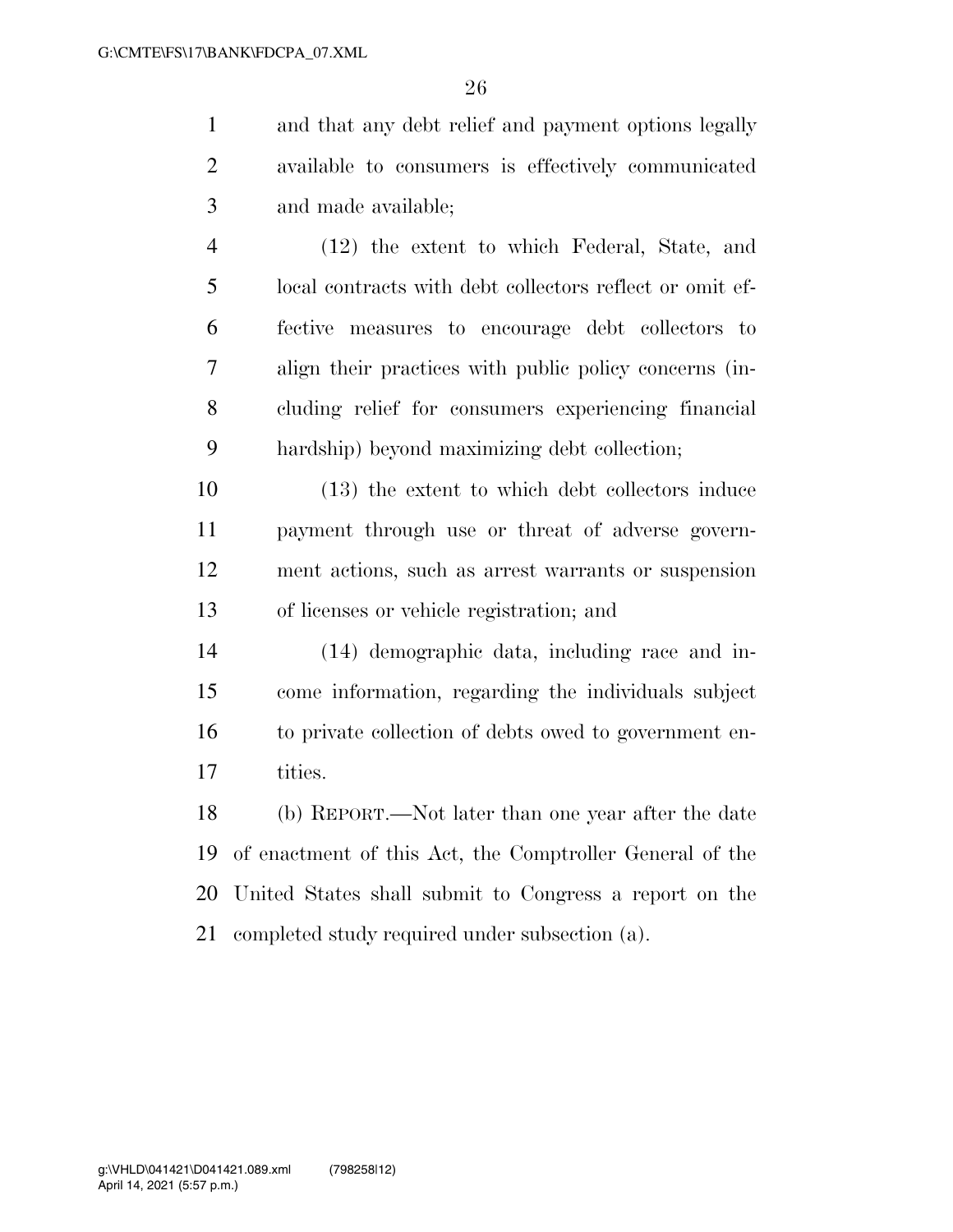and that any debt relief and payment options legally available to consumers is effectively communicated and made available;

(12) the extent to which Federal, State, and local contracts with debt collectors reflect or omit effective measures to encourage debt collectors to align their practices with public policy concerns (including relief for consumers experiencing financial hardship) beyond maximizing debt collection;

(13) the extent to which debt collectors induce payment through use or threat of adverse government actions, such as arrest warrants or suspension of licenses or vehicle registration; and

(14) demographic data, including race and income information, regarding the individuals subject to private collection of debts owed to government entities.

(b) REPORT.—Not later than one year after the date of enactment of this Act, the Comptroller General of the United States shall submit to Congress a report on the completed study required under subsection (a).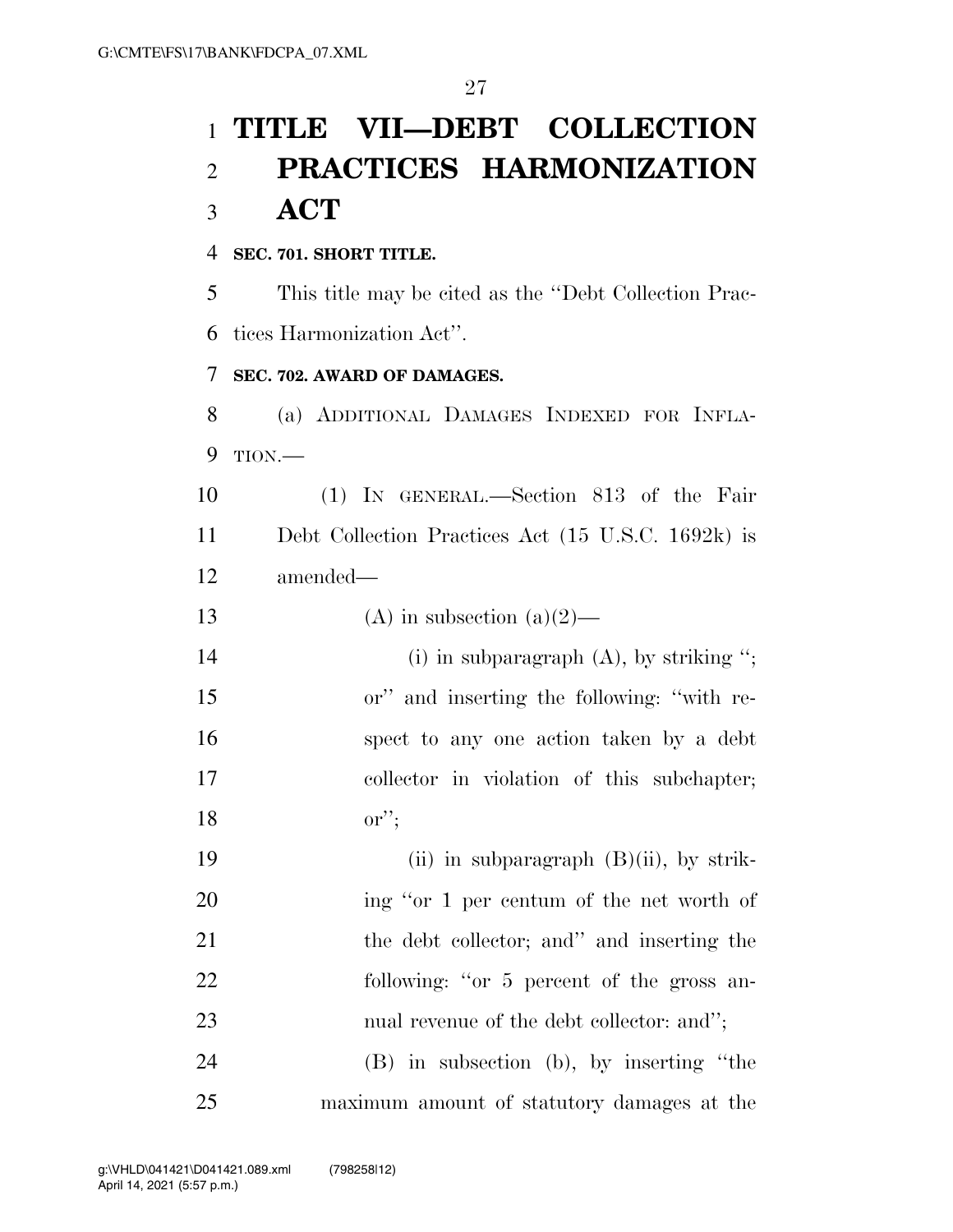# TITLE VII—DEBT COLLECTION PRACTICES HARMONIZATION ACT

**SEC. 701. SHORT TITLE.**

This title may be cited as the ''Debt Collection Practices Harmonization Act''.

**SEC. 702. AWARD OF DAMAGES.**

(a) ADDITIONAL DAMAGES INDEXED FOR INFLATION.—

(1) IN GENERAL.—Section 813 of the Fair Debt Collection Practices Act (15 U.S.C. 1692k) is amended—

(A) in subsection (a)(2)—

(i) in subparagraph (A), by striking ''; or'' and inserting the following: ''with respect to any one action taken by a debt collector in violation of this subchapter; or'';

(ii) in subparagraph (B)(ii), by striking ''or 1 per centum of the net worth of the debt collector; and'' and inserting the following: ''or 5 percent of the gross annual revenue of the debt collector: and'';

(B) in subsection (b), by inserting ''the maximum amount of statutory damages at the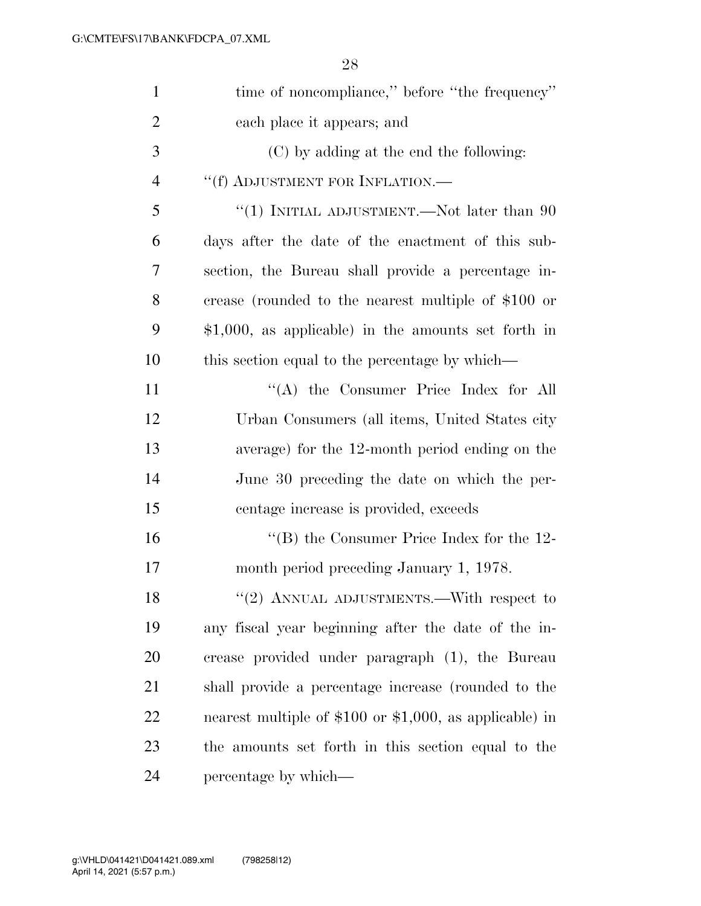time of noncompliance,'' before ''the frequency'' each place it appears; and

(C) by adding at the end the following:

''(f) ADJUSTMENT FOR INFLATION.—

''(1) INITIAL ADJUSTMENT.—Not later than 90 days after the date of the enactment of this subsection, the Bureau shall provide a percentage increase (rounded to the nearest multiple of $100 or $1,000, as applicable) in the amounts set forth in this section equal to the percentage by which—

''(A) the Consumer Price Index for All Urban Consumers (all items, United States city average) for the 12-month period ending on the June 30 preceding the date on which the percentage increase is provided, exceeds

''(B) the Consumer Price Index for the 12-month period preceding January 1, 1978.

''(2) ANNUAL ADJUSTMENTS.—With respect to any fiscal year beginning after the date of the increase provided under paragraph (1), the Bureau shall provide a percentage increase (rounded to the nearest multiple of $100 or $1,000, as applicable) in the amounts set forth in this section equal to the percentage by which—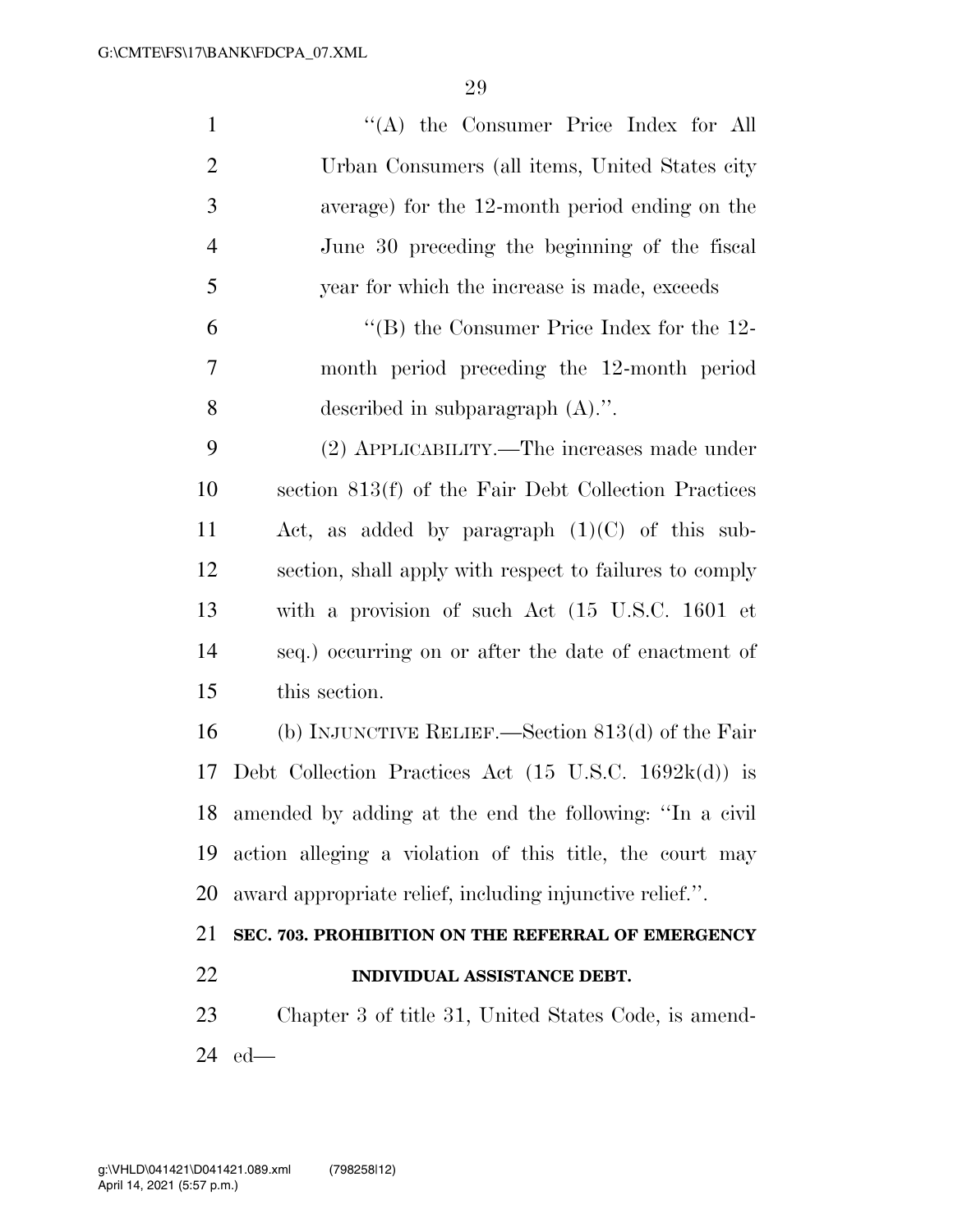''(A) the Consumer Price Index for All Urban Consumers (all items, United States city average) for the 12-month period ending on the June 30 preceding the beginning of the fiscal year for which the increase is made, exceeds

''(B) the Consumer Price Index for the 12-month period preceding the 12-month period described in subparagraph (A).''.

(2) APPLICABILITY.—The increases made under section 813(f) of the Fair Debt Collection Practices Act, as added by paragraph (1)(C) of this subsection, shall apply with respect to failures to comply with a provision of such Act (15 U.S.C. 1601 et seq.) occurring on or after the date of enactment of this section.

(b) INJUNCTIVE RELIEF.—Section 813(d) of the Fair Debt Collection Practices Act (15 U.S.C. 1692k(d)) is amended by adding at the end the following: ''In a civil action alleging a violation of this title, the court may award appropriate relief, including injunctive relief.''.

## SEC. 703. PROHIBITION ON THE REFERRAL OF EMERGENCY INDIVIDUAL ASSISTANCE DEBT.

Chapter 3 of title 31, United States Code, is amended—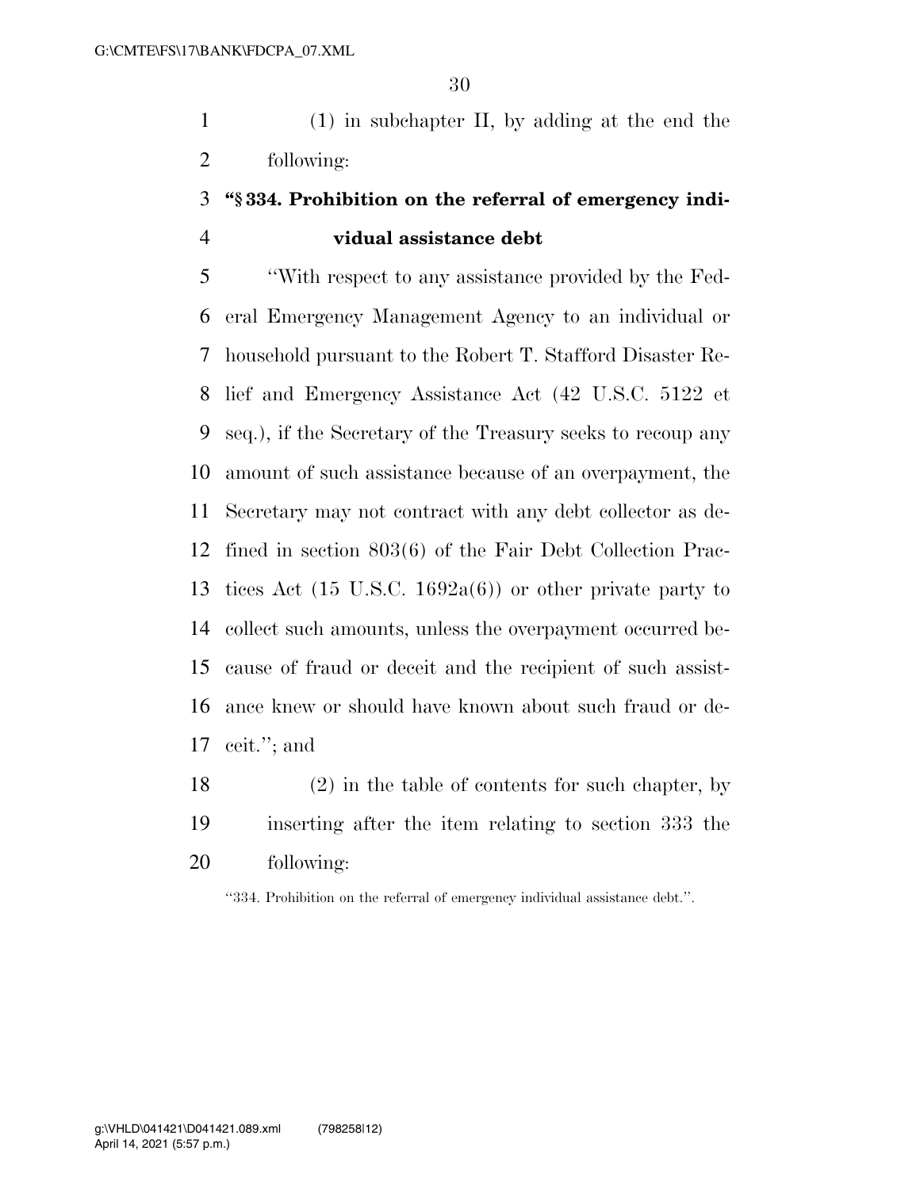(1) in subchapter II, by adding at the end the following:

**"§ 334. Prohibition on the referral of emergency individual assistance debt**

"With respect to any assistance provided by the Federal Emergency Management Agency to an individual or household pursuant to the Robert T. Stafford Disaster Relief and Emergency Assistance Act (42 U.S.C. 5122 et seq.), if the Secretary of the Treasury seeks to recoup any amount of such assistance because of an overpayment, the Secretary may not contract with any debt collector as defined in section 803(6) of the Fair Debt Collection Practices Act (15 U.S.C. 1692a(6)) or other private party to collect such amounts, unless the overpayment occurred because of fraud or deceit and the recipient of such assistance knew or should have known about such fraud or deceit."; and

(2) in the table of contents for such chapter, by inserting after the item relating to section 333 the following:

"334. Prohibition on the referral of emergency individual assistance debt.".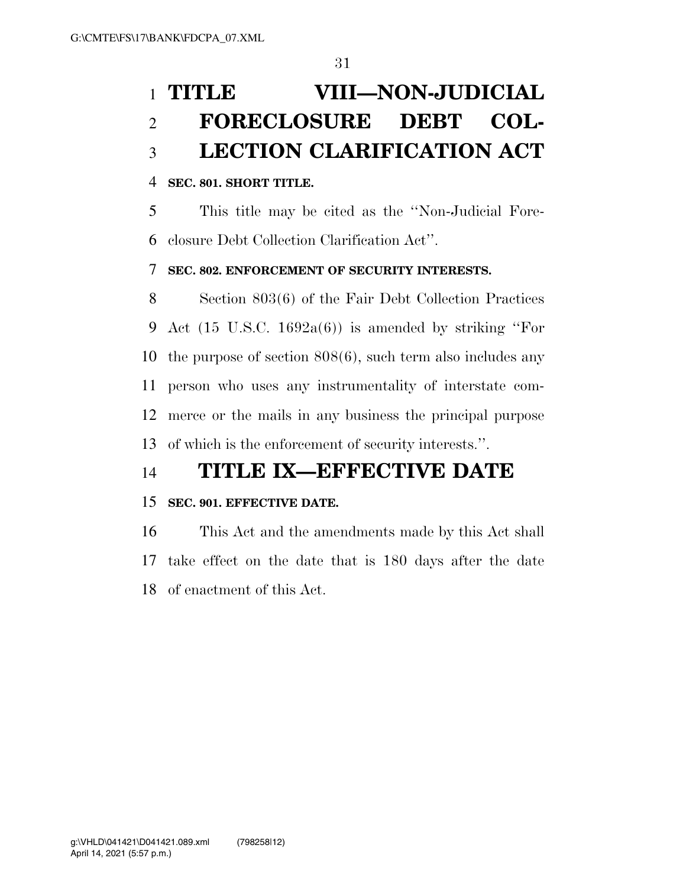# TITLE VIII—NON-JUDICIAL FORECLOSURE DEBT COLLECTION CLARIFICATION ACT

### SEC. 801. SHORT TITLE.

This title may be cited as the ''Non-Judicial Foreclosure Debt Collection Clarification Act''.

### SEC. 802. ENFORCEMENT OF SECURITY INTERESTS.

Section 803(6) of the Fair Debt Collection Practices Act (15 U.S.C. 1692a(6)) is amended by striking ''For the purpose of section 808(6), such term also includes any person who uses any instrumentality of interstate commerce or the mails in any business the principal purpose of which is the enforcement of security interests.''.

# TITLE IX—EFFECTIVE DATE

### SEC. 901. EFFECTIVE DATE.

This Act and the amendments made by this Act shall take effect on the date that is 180 days after the date of enactment of this Act.